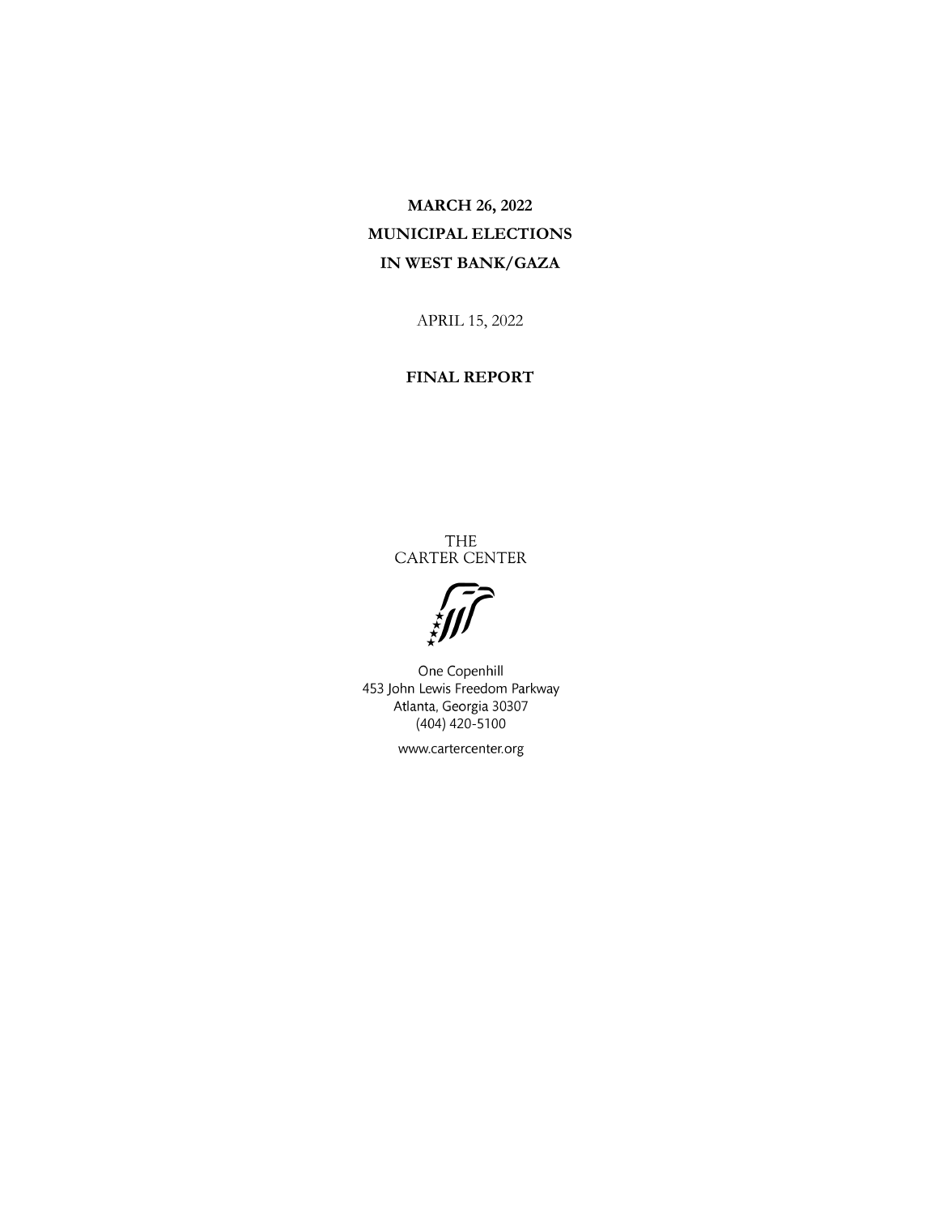# MARCH 26, 2022
# MUNICIPAL ELECTIONS
# IN WEST BANK/GAZA

APRIL 15, 2022

**FINAL REPORT**

THE
CARTER CENTER

One Copenhill
453 John Lewis Freedom Parkway
Atlanta, Georgia 30307
(404) 420-5100

www.cartercenter.org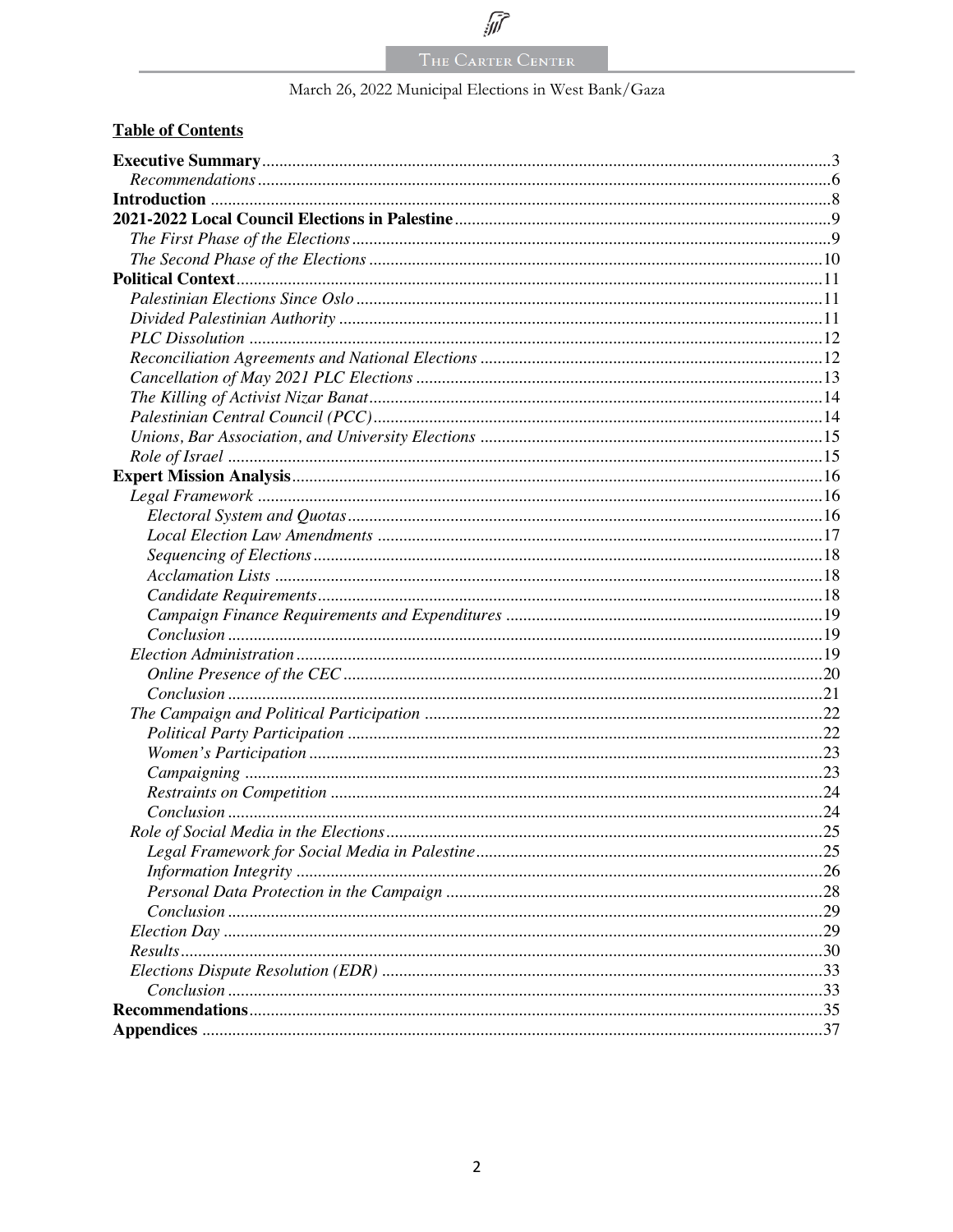**Table of Contents**

**Executive Summary** ... 3
  *Recommendations* ... 6
**Introduction** ... 8
**2021-2022 Local Council Elections in Palestine** ... 9
  *The First Phase of the Elections* ... 9
  *The Second Phase of the Elections* ... 10
**Political Context** ... 11
  *Palestinian Elections Since Oslo* ... 11
  *Divided Palestinian Authority* ... 11
  *PLC Dissolution* ... 12
  *Reconciliation Agreements and National Elections* ... 12
  *Cancellation of May 2021 PLC Elections* ... 13
  *The Killing of Activist Nizar Banat* ... 14
  *Palestinian Central Council (PCC)* ... 14
  *Unions, Bar Association, and University Elections* ... 15
  *Role of Israel* ... 15
**Expert Mission Analysis** ... 16
  *Legal Framework* ... 16
    *Electoral System and Quotas* ... 16
    *Local Election Law Amendments* ... 17
    *Sequencing of Elections* ... 18
    *Acclamation Lists* ... 18
    *Candidate Requirements* ... 18
    *Campaign Finance Requirements and Expenditures* ... 19
    *Conclusion* ... 19
  *Election Administration* ... 19
    *Online Presence of the CEC* ... 20
    *Conclusion* ... 21
  *The Campaign and Political Participation* ... 22
    *Political Party Participation* ... 22
    *Women's Participation* ... 23
    *Campaigning* ... 23
    *Restraints on Competition* ... 24
    *Conclusion* ... 24
  *Role of Social Media in the Elections* ... 25
    *Legal Framework for Social Media in Palestine* ... 25
    *Information Integrity* ... 26
    *Personal Data Protection in the Campaign* ... 28
    *Conclusion* ... 29
  *Election Day* ... 29
  *Results* ... 30
  *Elections Dispute Resolution (EDR)* ... 33
    *Conclusion* ... 33
**Recommendations** ... 35
**Appendices** ... 37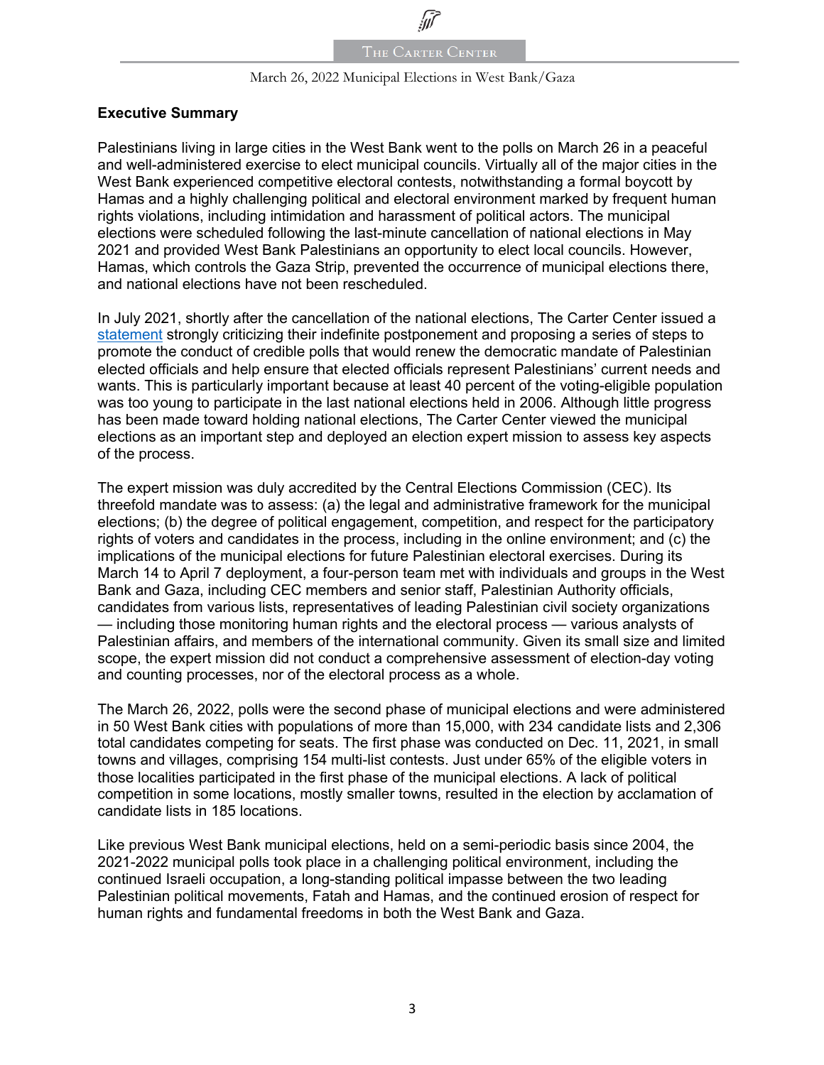## Executive Summary

Palestinians living in large cities in the West Bank went to the polls on March 26 in a peaceful and well-administered exercise to elect municipal councils. Virtually all of the major cities in the West Bank experienced competitive electoral contests, notwithstanding a formal boycott by Hamas and a highly challenging political and electoral environment marked by frequent human rights violations, including intimidation and harassment of political actors. The municipal elections were scheduled following the last-minute cancellation of national elections in May 2021 and provided West Bank Palestinians an opportunity to elect local councils. However, Hamas, which controls the Gaza Strip, prevented the occurrence of municipal elections there, and national elections have not been rescheduled.

In July 2021, shortly after the cancellation of the national elections, The Carter Center issued a statement strongly criticizing their indefinite postponement and proposing a series of steps to promote the conduct of credible polls that would renew the democratic mandate of Palestinian elected officials and help ensure that elected officials represent Palestinians' current needs and wants. This is particularly important because at least 40 percent of the voting-eligible population was too young to participate in the last national elections held in 2006. Although little progress has been made toward holding national elections, The Carter Center viewed the municipal elections as an important step and deployed an election expert mission to assess key aspects of the process.

The expert mission was duly accredited by the Central Elections Commission (CEC). Its threefold mandate was to assess: (a) the legal and administrative framework for the municipal elections; (b) the degree of political engagement, competition, and respect for the participatory rights of voters and candidates in the process, including in the online environment; and (c) the implications of the municipal elections for future Palestinian electoral exercises. During its March 14 to April 7 deployment, a four-person team met with individuals and groups in the West Bank and Gaza, including CEC members and senior staff, Palestinian Authority officials, candidates from various lists, representatives of leading Palestinian civil society organizations — including those monitoring human rights and the electoral process — various analysts of Palestinian affairs, and members of the international community. Given its small size and limited scope, the expert mission did not conduct a comprehensive assessment of election-day voting and counting processes, nor of the electoral process as a whole.

The March 26, 2022, polls were the second phase of municipal elections and were administered in 50 West Bank cities with populations of more than 15,000, with 234 candidate lists and 2,306 total candidates competing for seats. The first phase was conducted on Dec. 11, 2021, in small towns and villages, comprising 154 multi-list contests. Just under 65% of the eligible voters in those localities participated in the first phase of the municipal elections. A lack of political competition in some locations, mostly smaller towns, resulted in the election by acclamation of candidate lists in 185 locations.

Like previous West Bank municipal elections, held on a semi-periodic basis since 2004, the 2021-2022 municipal polls took place in a challenging political environment, including the continued Israeli occupation, a long-standing political impasse between the two leading Palestinian political movements, Fatah and Hamas, and the continued erosion of respect for human rights and fundamental freedoms in both the West Bank and Gaza.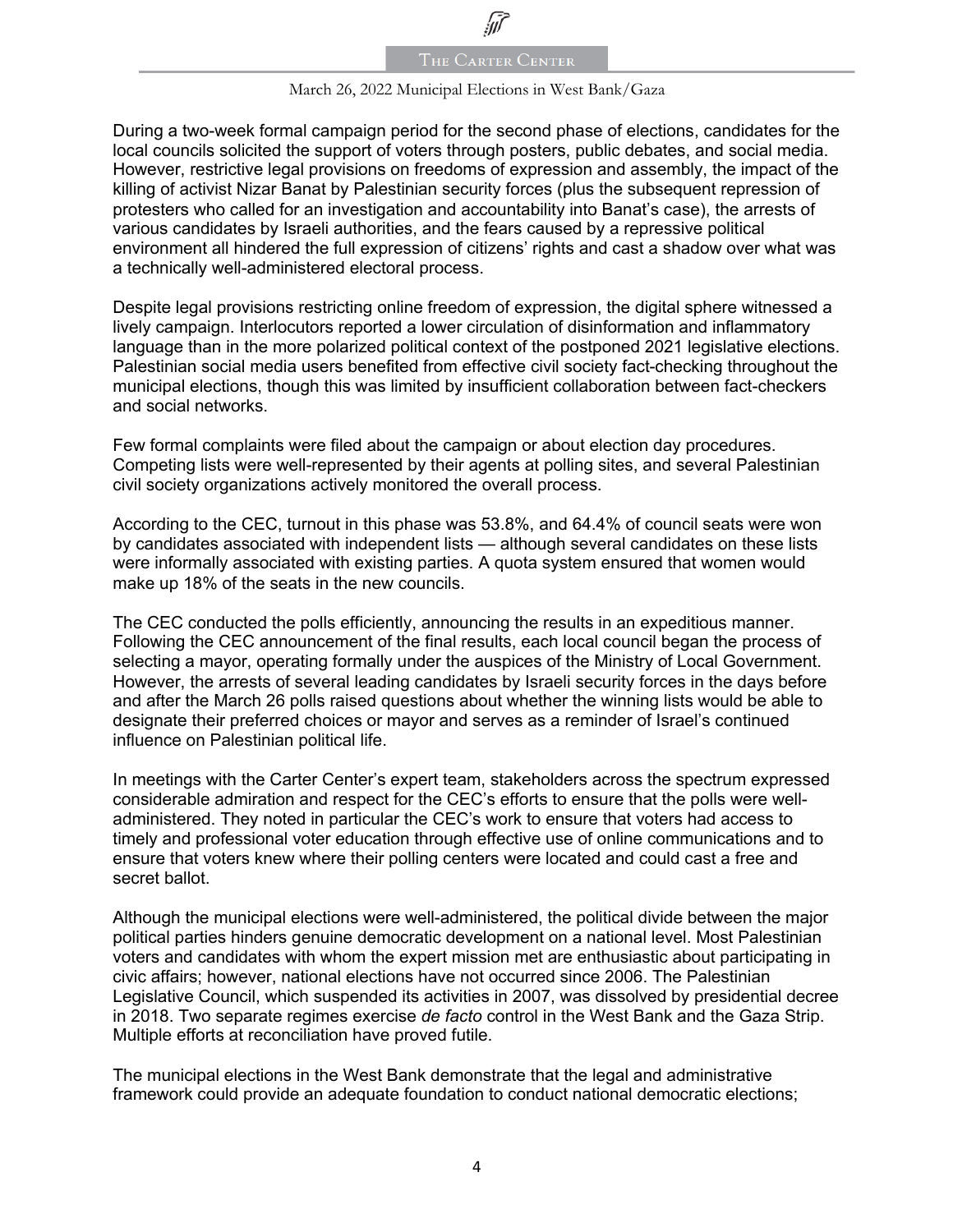During a two-week formal campaign period for the second phase of elections, candidates for the local councils solicited the support of voters through posters, public debates, and social media. However, restrictive legal provisions on freedoms of expression and assembly, the impact of the killing of activist Nizar Banat by Palestinian security forces (plus the subsequent repression of protesters who called for an investigation and accountability into Banat's case), the arrests of various candidates by Israeli authorities, and the fears caused by a repressive political environment all hindered the full expression of citizens' rights and cast a shadow over what was a technically well-administered electoral process.

Despite legal provisions restricting online freedom of expression, the digital sphere witnessed a lively campaign. Interlocutors reported a lower circulation of disinformation and inflammatory language than in the more polarized political context of the postponed 2021 legislative elections. Palestinian social media users benefited from effective civil society fact-checking throughout the municipal elections, though this was limited by insufficient collaboration between fact-checkers and social networks.

Few formal complaints were filed about the campaign or about election day procedures. Competing lists were well-represented by their agents at polling sites, and several Palestinian civil society organizations actively monitored the overall process.

According to the CEC, turnout in this phase was 53.8%, and 64.4% of council seats were won by candidates associated with independent lists — although several candidates on these lists were informally associated with existing parties. A quota system ensured that women would make up 18% of the seats in the new councils.

The CEC conducted the polls efficiently, announcing the results in an expeditious manner. Following the CEC announcement of the final results, each local council began the process of selecting a mayor, operating formally under the auspices of the Ministry of Local Government. However, the arrests of several leading candidates by Israeli security forces in the days before and after the March 26 polls raised questions about whether the winning lists would be able to designate their preferred choices or mayor and serves as a reminder of Israel's continued influence on Palestinian political life.

In meetings with the Carter Center's expert team, stakeholders across the spectrum expressed considerable admiration and respect for the CEC's efforts to ensure that the polls were well-administered. They noted in particular the CEC's work to ensure that voters had access to timely and professional voter education through effective use of online communications and to ensure that voters knew where their polling centers were located and could cast a free and secret ballot.

Although the municipal elections were well-administered, the political divide between the major political parties hinders genuine democratic development on a national level. Most Palestinian voters and candidates with whom the expert mission met are enthusiastic about participating in civic affairs; however, national elections have not occurred since 2006. The Palestinian Legislative Council, which suspended its activities in 2007, was dissolved by presidential decree in 2018. Two separate regimes exercise *de facto* control in the West Bank and the Gaza Strip. Multiple efforts at reconciliation have proved futile.

The municipal elections in the West Bank demonstrate that the legal and administrative framework could provide an adequate foundation to conduct national democratic elections;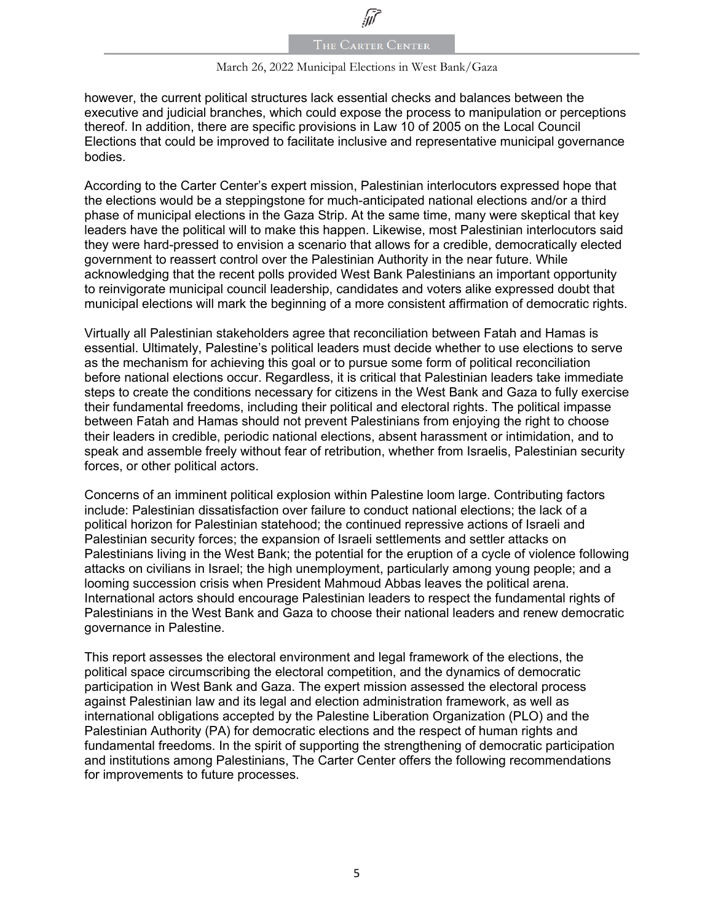however, the current political structures lack essential checks and balances between the executive and judicial branches, which could expose the process to manipulation or perceptions thereof. In addition, there are specific provisions in Law 10 of 2005 on the Local Council Elections that could be improved to facilitate inclusive and representative municipal governance bodies.

According to the Carter Center's expert mission, Palestinian interlocutors expressed hope that the elections would be a steppingstone for much-anticipated national elections and/or a third phase of municipal elections in the Gaza Strip. At the same time, many were skeptical that key leaders have the political will to make this happen. Likewise, most Palestinian interlocutors said they were hard-pressed to envision a scenario that allows for a credible, democratically elected government to reassert control over the Palestinian Authority in the near future. While acknowledging that the recent polls provided West Bank Palestinians an important opportunity to reinvigorate municipal council leadership, candidates and voters alike expressed doubt that municipal elections will mark the beginning of a more consistent affirmation of democratic rights.

Virtually all Palestinian stakeholders agree that reconciliation between Fatah and Hamas is essential. Ultimately, Palestine's political leaders must decide whether to use elections to serve as the mechanism for achieving this goal or to pursue some form of political reconciliation before national elections occur. Regardless, it is critical that Palestinian leaders take immediate steps to create the conditions necessary for citizens in the West Bank and Gaza to fully exercise their fundamental freedoms, including their political and electoral rights. The political impasse between Fatah and Hamas should not prevent Palestinians from enjoying the right to choose their leaders in credible, periodic national elections, absent harassment or intimidation, and to speak and assemble freely without fear of retribution, whether from Israelis, Palestinian security forces, or other political actors.

Concerns of an imminent political explosion within Palestine loom large. Contributing factors include: Palestinian dissatisfaction over failure to conduct national elections; the lack of a political horizon for Palestinian statehood; the continued repressive actions of Israeli and Palestinian security forces; the expansion of Israeli settlements and settler attacks on Palestinians living in the West Bank; the potential for the eruption of a cycle of violence following attacks on civilians in Israel; the high unemployment, particularly among young people; and a looming succession crisis when President Mahmoud Abbas leaves the political arena. International actors should encourage Palestinian leaders to respect the fundamental rights of Palestinians in the West Bank and Gaza to choose their national leaders and renew democratic governance in Palestine.

This report assesses the electoral environment and legal framework of the elections, the political space circumscribing the electoral competition, and the dynamics of democratic participation in West Bank and Gaza. The expert mission assessed the electoral process against Palestinian law and its legal and election administration framework, as well as international obligations accepted by the Palestine Liberation Organization (PLO) and the Palestinian Authority (PA) for democratic elections and the respect of human rights and fundamental freedoms. In the spirit of supporting the strengthening of democratic participation and institutions among Palestinians, The Carter Center offers the following recommendations for improvements to future processes.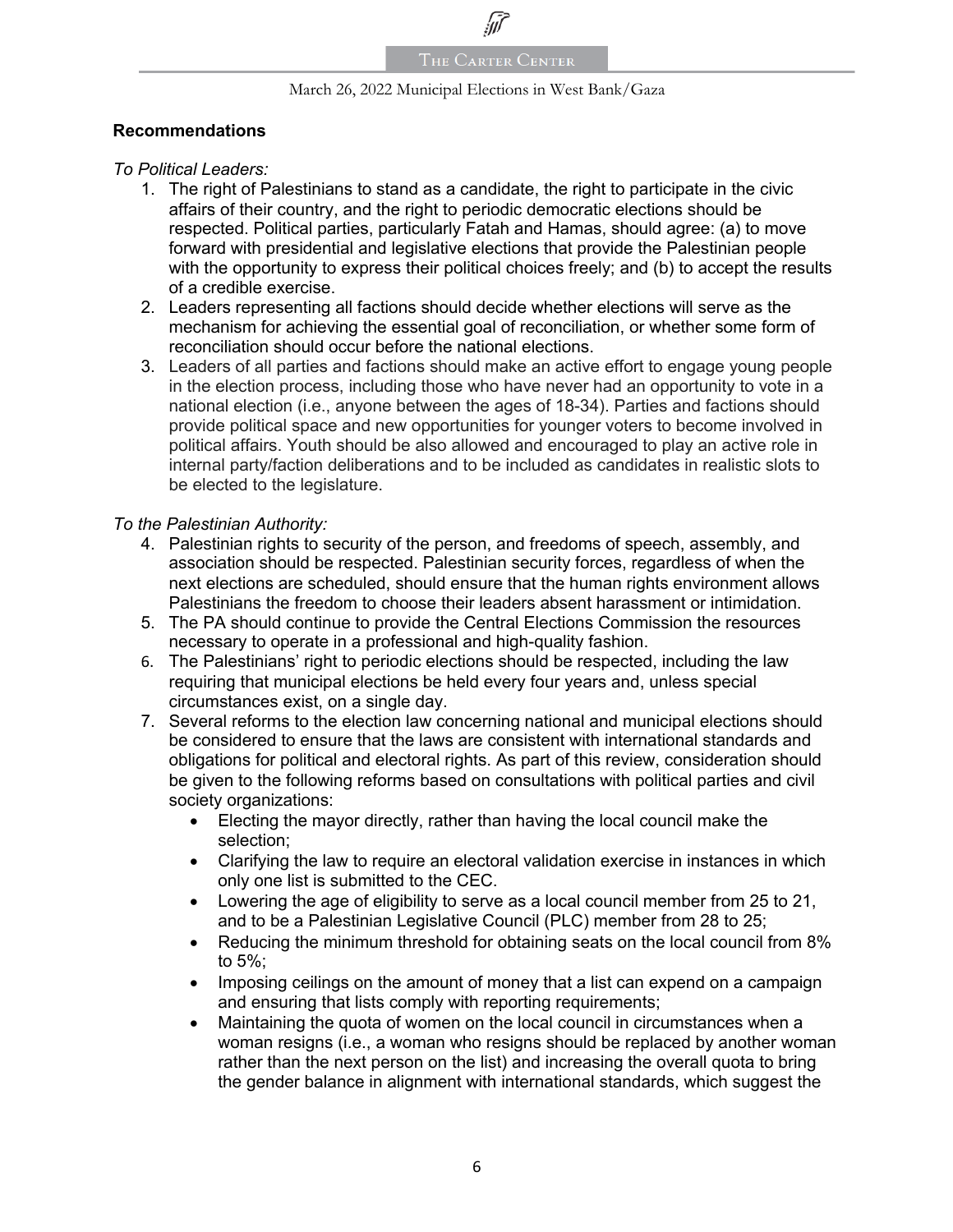### Recommendations

*To Political Leaders:*

1. The right of Palestinians to stand as a candidate, the right to participate in the civic affairs of their country, and the right to periodic democratic elections should be respected. Political parties, particularly Fatah and Hamas, should agree: (a) to move forward with presidential and legislative elections that provide the Palestinian people with the opportunity to express their political choices freely; and (b) to accept the results of a credible exercise.
2. Leaders representing all factions should decide whether elections will serve as the mechanism for achieving the essential goal of reconciliation, or whether some form of reconciliation should occur before the national elections.
3. Leaders of all parties and factions should make an active effort to engage young people in the election process, including those who have never had an opportunity to vote in a national election (i.e., anyone between the ages of 18-34). Parties and factions should provide political space and new opportunities for younger voters to become involved in political affairs. Youth should be also allowed and encouraged to play an active role in internal party/faction deliberations and to be included as candidates in realistic slots to be elected to the legislature.

*To the Palestinian Authority:*

4. Palestinian rights to security of the person, and freedoms of speech, assembly, and association should be respected. Palestinian security forces, regardless of when the next elections are scheduled, should ensure that the human rights environment allows Palestinians the freedom to choose their leaders absent harassment or intimidation.
5. The PA should continue to provide the Central Elections Commission the resources necessary to operate in a professional and high-quality fashion.
6. The Palestinians' right to periodic elections should be respected, including the law requiring that municipal elections be held every four years and, unless special circumstances exist, on a single day.
7. Several reforms to the election law concerning national and municipal elections should be considered to ensure that the laws are consistent with international standards and obligations for political and electoral rights. As part of this review, consideration should be given to the following reforms based on consultations with political parties and civil society organizations:
   - Electing the mayor directly, rather than having the local council make the selection;
   - Clarifying the law to require an electoral validation exercise in instances in which only one list is submitted to the CEC.
   - Lowering the age of eligibility to serve as a local council member from 25 to 21, and to be a Palestinian Legislative Council (PLC) member from 28 to 25;
   - Reducing the minimum threshold for obtaining seats on the local council from 8% to 5%;
   - Imposing ceilings on the amount of money that a list can expend on a campaign and ensuring that lists comply with reporting requirements;
   - Maintaining the quota of women on the local council in circumstances when a woman resigns (i.e., a woman who resigns should be replaced by another woman rather than the next person on the list) and increasing the overall quota to bring the gender balance in alignment with international standards, which suggest the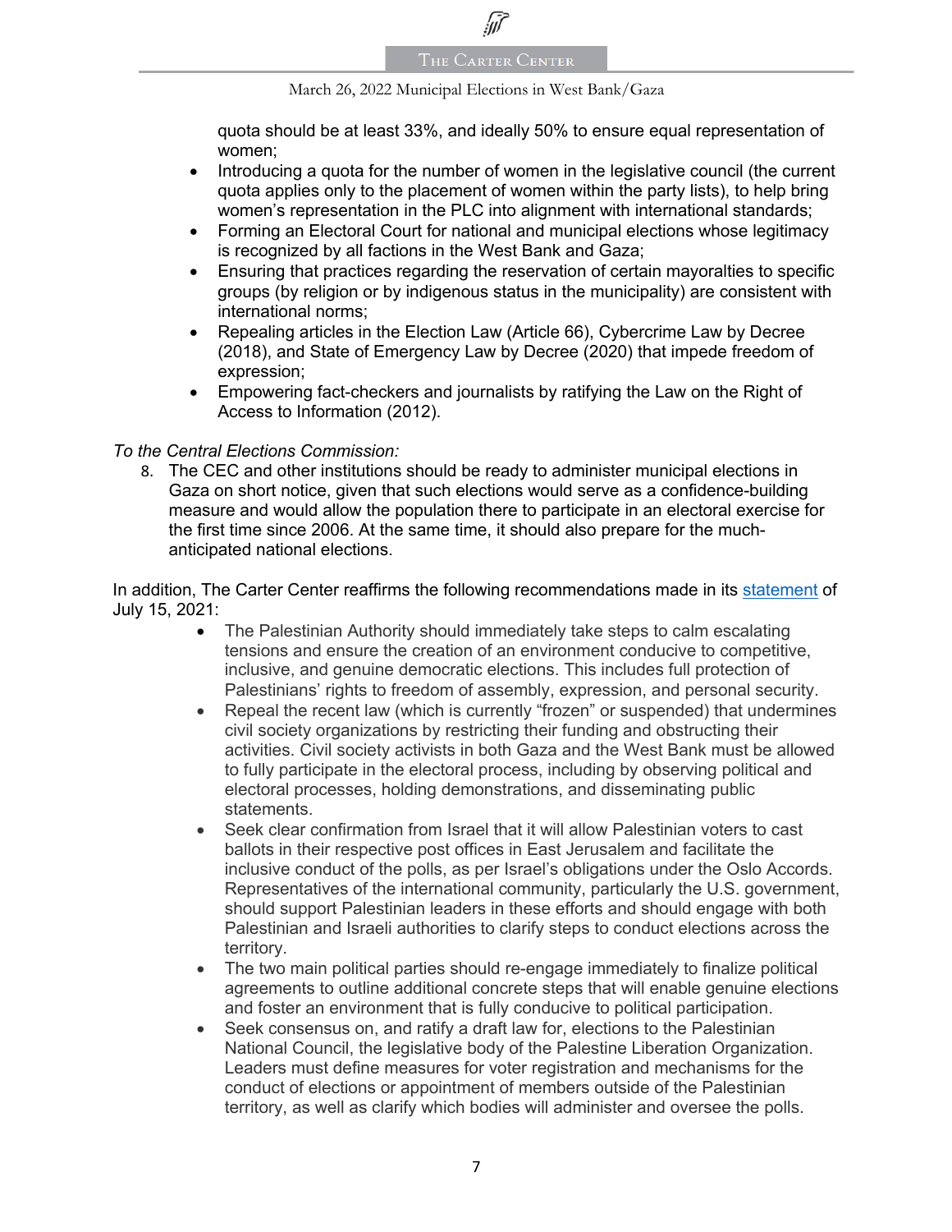quota should be at least 33%, and ideally 50% to ensure equal representation of women;

- Introducing a quota for the number of women in the legislative council (the current quota applies only to the placement of women within the party lists), to help bring women's representation in the PLC into alignment with international standards;
- Forming an Electoral Court for national and municipal elections whose legitimacy is recognized by all factions in the West Bank and Gaza;
- Ensuring that practices regarding the reservation of certain mayoralties to specific groups (by religion or by indigenous status in the municipality) are consistent with international norms;
- Repealing articles in the Election Law (Article 66), Cybercrime Law by Decree (2018), and State of Emergency Law by Decree (2020) that impede freedom of expression;
- Empowering fact-checkers and journalists by ratifying the Law on the Right of Access to Information (2012).

*To the Central Elections Commission:*

8. The CEC and other institutions should be ready to administer municipal elections in Gaza on short notice, given that such elections would serve as a confidence-building measure and would allow the population there to participate in an electoral exercise for the first time since 2006. At the same time, it should also prepare for the much-anticipated national elections.

In addition, The Carter Center reaffirms the following recommendations made in its statement of July 15, 2021:

- The Palestinian Authority should immediately take steps to calm escalating tensions and ensure the creation of an environment conducive to competitive, inclusive, and genuine democratic elections. This includes full protection of Palestinians' rights to freedom of assembly, expression, and personal security.
- Repeal the recent law (which is currently "frozen" or suspended) that undermines civil society organizations by restricting their funding and obstructing their activities. Civil society activists in both Gaza and the West Bank must be allowed to fully participate in the electoral process, including by observing political and electoral processes, holding demonstrations, and disseminating public statements.
- Seek clear confirmation from Israel that it will allow Palestinian voters to cast ballots in their respective post offices in East Jerusalem and facilitate the inclusive conduct of the polls, as per Israel's obligations under the Oslo Accords. Representatives of the international community, particularly the U.S. government, should support Palestinian leaders in these efforts and should engage with both Palestinian and Israeli authorities to clarify steps to conduct elections across the territory.
- The two main political parties should re-engage immediately to finalize political agreements to outline additional concrete steps that will enable genuine elections and foster an environment that is fully conducive to political participation.
- Seek consensus on, and ratify a draft law for, elections to the Palestinian National Council, the legislative body of the Palestine Liberation Organization. Leaders must define measures for voter registration and mechanisms for the conduct of elections or appointment of members outside of the Palestinian territory, as well as clarify which bodies will administer and oversee the polls.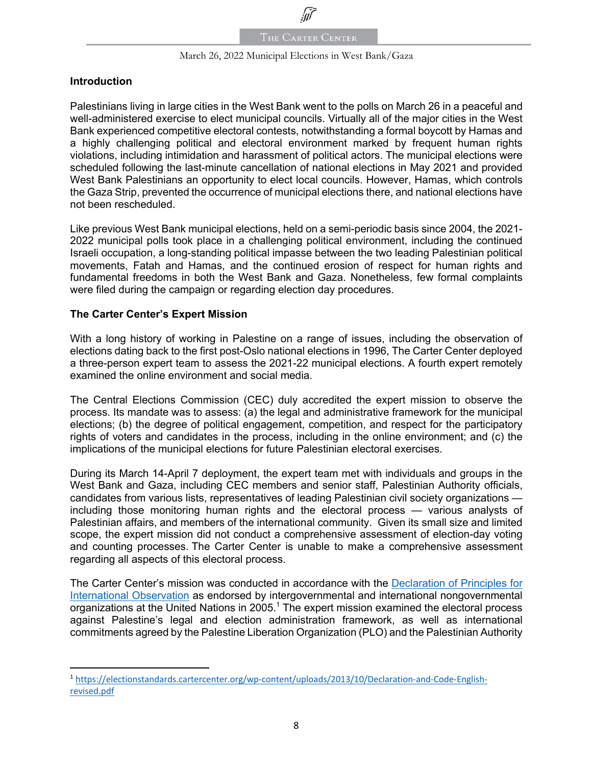## Introduction

Palestinians living in large cities in the West Bank went to the polls on March 26 in a peaceful and well-administered exercise to elect municipal councils. Virtually all of the major cities in the West Bank experienced competitive electoral contests, notwithstanding a formal boycott by Hamas and a highly challenging political and electoral environment marked by frequent human rights violations, including intimidation and harassment of political actors. The municipal elections were scheduled following the last-minute cancellation of national elections in May 2021 and provided West Bank Palestinians an opportunity to elect local councils. However, Hamas, which controls the Gaza Strip, prevented the occurrence of municipal elections there, and national elections have not been rescheduled.

Like previous West Bank municipal elections, held on a semi-periodic basis since 2004, the 2021-2022 municipal polls took place in a challenging political environment, including the continued Israeli occupation, a long-standing political impasse between the two leading Palestinian political movements, Fatah and Hamas, and the continued erosion of respect for human rights and fundamental freedoms in both the West Bank and Gaza. Nonetheless, few formal complaints were filed during the campaign or regarding election day procedures.

## The Carter Center's Expert Mission

With a long history of working in Palestine on a range of issues, including the observation of elections dating back to the first post-Oslo national elections in 1996, The Carter Center deployed a three-person expert team to assess the 2021-22 municipal elections. A fourth expert remotely examined the online environment and social media.

The Central Elections Commission (CEC) duly accredited the expert mission to observe the process. Its mandate was to assess: (a) the legal and administrative framework for the municipal elections; (b) the degree of political engagement, competition, and respect for the participatory rights of voters and candidates in the process, including in the online environment; and (c) the implications of the municipal elections for future Palestinian electoral exercises.

During its March 14-April 7 deployment, the expert team met with individuals and groups in the West Bank and Gaza, including CEC members and senior staff, Palestinian Authority officials, candidates from various lists, representatives of leading Palestinian civil society organizations — including those monitoring human rights and the electoral process — various analysts of Palestinian affairs, and members of the international community. Given its small size and limited scope, the expert mission did not conduct a comprehensive assessment of election-day voting and counting processes. The Carter Center is unable to make a comprehensive assessment regarding all aspects of this electoral process.

The Carter Center's mission was conducted in accordance with the [Declaration of Principles for International Observation](https://electionstandards.cartercenter.org/wp-content/uploads/2013/10/Declaration-and-Code-English-revised.pdf) as endorsed by intergovernmental and international nongovernmental organizations at the United Nations in 2005.[1] The expert mission examined the electoral process against Palestine's legal and election administration framework, as well as international commitments agreed by the Palestine Liberation Organization (PLO) and the Palestinian Authority

---

[1] https://electionstandards.cartercenter.org/wp-content/uploads/2013/10/Declaration-and-Code-English-revised.pdf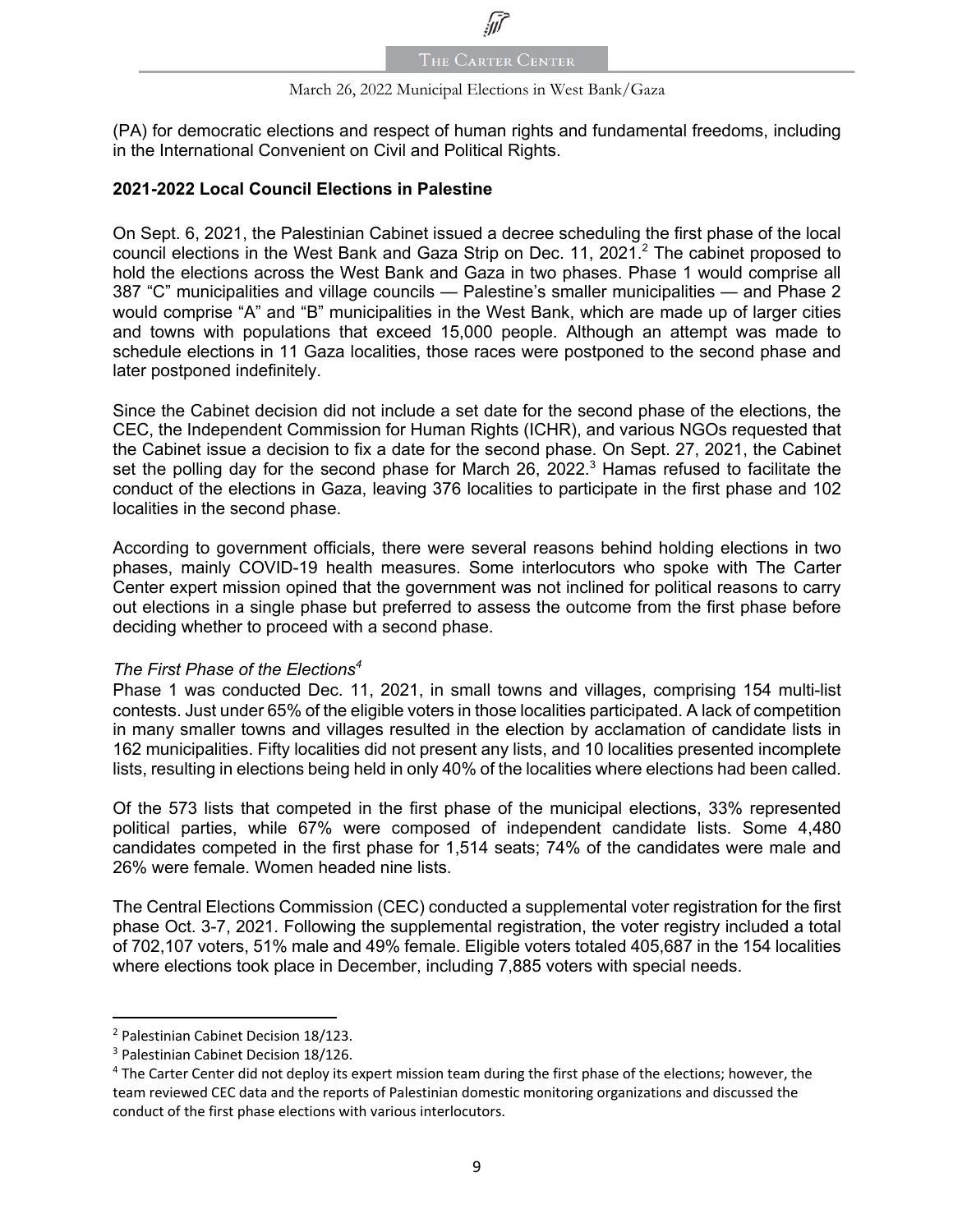(PA) for democratic elections and respect of human rights and fundamental freedoms, including in the International Convenient on Civil and Political Rights.

**2021-2022 Local Council Elections in Palestine**

On Sept. 6, 2021, the Palestinian Cabinet issued a decree scheduling the first phase of the local council elections in the West Bank and Gaza Strip on Dec. 11, 2021.[2] The cabinet proposed to hold the elections across the West Bank and Gaza in two phases. Phase 1 would comprise all 387 "C" municipalities and village councils — Palestine's smaller municipalities — and Phase 2 would comprise "A" and "B" municipalities in the West Bank, which are made up of larger cities and towns with populations that exceed 15,000 people. Although an attempt was made to schedule elections in 11 Gaza localities, those races were postponed to the second phase and later postponed indefinitely.

Since the Cabinet decision did not include a set date for the second phase of the elections, the CEC, the Independent Commission for Human Rights (ICHR), and various NGOs requested that the Cabinet issue a decision to fix a date for the second phase. On Sept. 27, 2021, the Cabinet set the polling day for the second phase for March 26, 2022.[3] Hamas refused to facilitate the conduct of the elections in Gaza, leaving 376 localities to participate in the first phase and 102 localities in the second phase.

According to government officials, there were several reasons behind holding elections in two phases, mainly COVID-19 health measures. Some interlocutors who spoke with The Carter Center expert mission opined that the government was not inclined for political reasons to carry out elections in a single phase but preferred to assess the outcome from the first phase before deciding whether to proceed with a second phase.

*The First Phase of the Elections*[4]

Phase 1 was conducted Dec. 11, 2021, in small towns and villages, comprising 154 multi-list contests. Just under 65% of the eligible voters in those localities participated. A lack of competition in many smaller towns and villages resulted in the election by acclamation of candidate lists in 162 municipalities. Fifty localities did not present any lists, and 10 localities presented incomplete lists, resulting in elections being held in only 40% of the localities where elections had been called.

Of the 573 lists that competed in the first phase of the municipal elections, 33% represented political parties, while 67% were composed of independent candidate lists. Some 4,480 candidates competed in the first phase for 1,514 seats; 74% of the candidates were male and 26% were female. Women headed nine lists.

The Central Elections Commission (CEC) conducted a supplemental voter registration for the first phase Oct. 3-7, 2021. Following the supplemental registration, the voter registry included a total of 702,107 voters, 51% male and 49% female. Eligible voters totaled 405,687 in the 154 localities where elections took place in December, including 7,885 voters with special needs.

---

[2] Palestinian Cabinet Decision 18/123.

[3] Palestinian Cabinet Decision 18/126.

[4] The Carter Center did not deploy its expert mission team during the first phase of the elections; however, the team reviewed CEC data and the reports of Palestinian domestic monitoring organizations and discussed the conduct of the first phase elections with various interlocutors.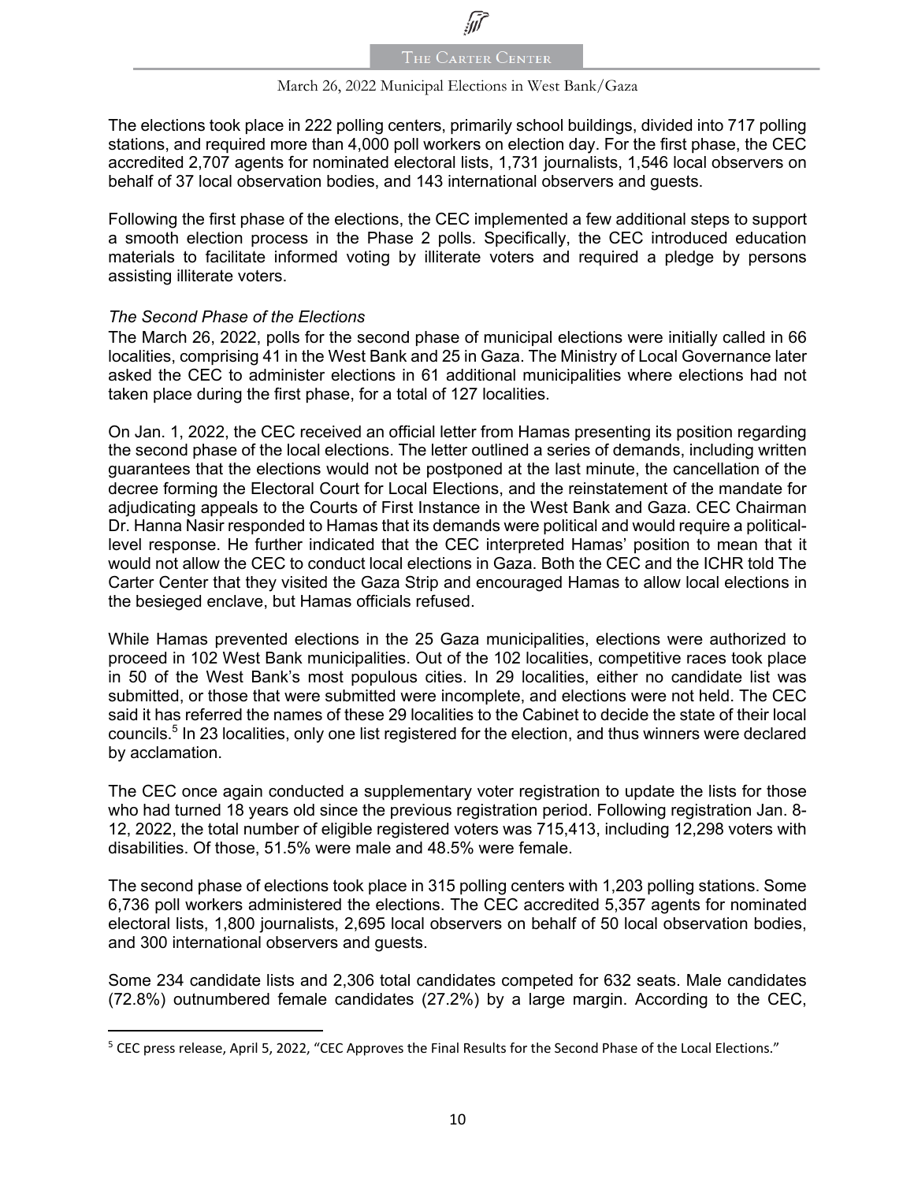The elections took place in 222 polling centers, primarily school buildings, divided into 717 polling stations, and required more than 4,000 poll workers on election day. For the first phase, the CEC accredited 2,707 agents for nominated electoral lists, 1,731 journalists, 1,546 local observers on behalf of 37 local observation bodies, and 143 international observers and guests.

Following the first phase of the elections, the CEC implemented a few additional steps to support a smooth election process in the Phase 2 polls. Specifically, the CEC introduced education materials to facilitate informed voting by illiterate voters and required a pledge by persons assisting illiterate voters.

*The Second Phase of the Elections*

The March 26, 2022, polls for the second phase of municipal elections were initially called in 66 localities, comprising 41 in the West Bank and 25 in Gaza. The Ministry of Local Governance later asked the CEC to administer elections in 61 additional municipalities where elections had not taken place during the first phase, for a total of 127 localities.

On Jan. 1, 2022, the CEC received an official letter from Hamas presenting its position regarding the second phase of the local elections. The letter outlined a series of demands, including written guarantees that the elections would not be postponed at the last minute, the cancellation of the decree forming the Electoral Court for Local Elections, and the reinstatement of the mandate for adjudicating appeals to the Courts of First Instance in the West Bank and Gaza. CEC Chairman Dr. Hanna Nasir responded to Hamas that its demands were political and would require a political-level response. He further indicated that the CEC interpreted Hamas' position to mean that it would not allow the CEC to conduct local elections in Gaza. Both the CEC and the ICHR told The Carter Center that they visited the Gaza Strip and encouraged Hamas to allow local elections in the besieged enclave, but Hamas officials refused.

While Hamas prevented elections in the 25 Gaza municipalities, elections were authorized to proceed in 102 West Bank municipalities. Out of the 102 localities, competitive races took place in 50 of the West Bank's most populous cities. In 29 localities, either no candidate list was submitted, or those that were submitted were incomplete, and elections were not held. The CEC said it has referred the names of these 29 localities to the Cabinet to decide the state of their local councils.[5] In 23 localities, only one list registered for the election, and thus winners were declared by acclamation.

The CEC once again conducted a supplementary voter registration to update the lists for those who had turned 18 years old since the previous registration period. Following registration Jan. 8-12, 2022, the total number of eligible registered voters was 715,413, including 12,298 voters with disabilities. Of those, 51.5% were male and 48.5% were female.

The second phase of elections took place in 315 polling centers with 1,203 polling stations. Some 6,736 poll workers administered the elections. The CEC accredited 5,357 agents for nominated electoral lists, 1,800 journalists, 2,695 local observers on behalf of 50 local observation bodies, and 300 international observers and guests.

Some 234 candidate lists and 2,306 total candidates competed for 632 seats. Male candidates (72.8%) outnumbered female candidates (27.2%) by a large margin. According to the CEC,

[5] CEC press release, April 5, 2022, "CEC Approves the Final Results for the Second Phase of the Local Elections."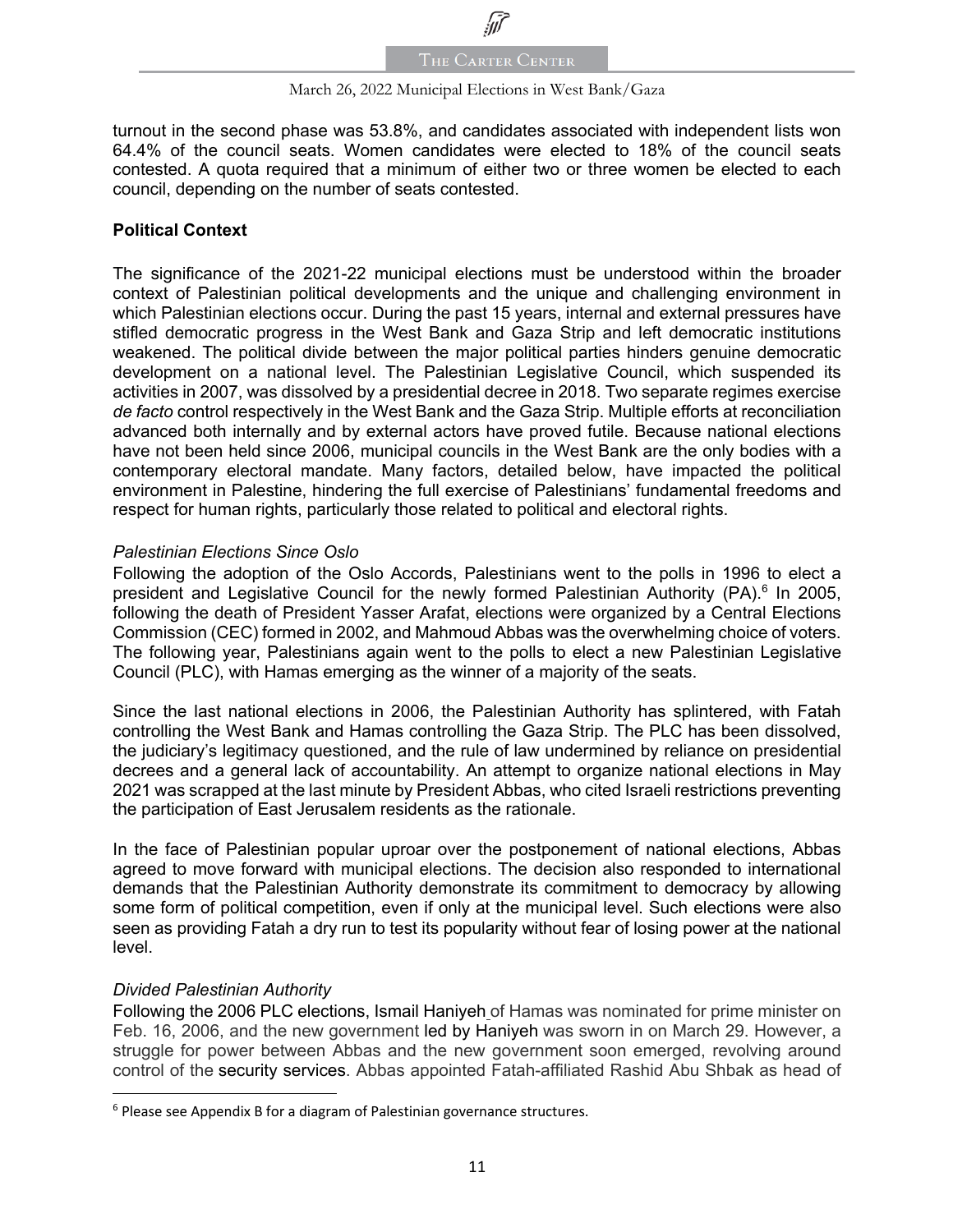turnout in the second phase was 53.8%, and candidates associated with independent lists won 64.4% of the council seats. Women candidates were elected to 18% of the council seats contested. A quota required that a minimum of either two or three women be elected to each council, depending on the number of seats contested.

## Political Context

The significance of the 2021-22 municipal elections must be understood within the broader context of Palestinian political developments and the unique and challenging environment in which Palestinian elections occur. During the past 15 years, internal and external pressures have stifled democratic progress in the West Bank and Gaza Strip and left democratic institutions weakened. The political divide between the major political parties hinders genuine democratic development on a national level. The Palestinian Legislative Council, which suspended its activities in 2007, was dissolved by a presidential decree in 2018. Two separate regimes exercise *de facto* control respectively in the West Bank and the Gaza Strip. Multiple efforts at reconciliation advanced both internally and by external actors have proved futile. Because national elections have not been held since 2006, municipal councils in the West Bank are the only bodies with a contemporary electoral mandate. Many factors, detailed below, have impacted the political environment in Palestine, hindering the full exercise of Palestinians' fundamental freedoms and respect for human rights, particularly those related to political and electoral rights.

### *Palestinian Elections Since Oslo*

Following the adoption of the Oslo Accords, Palestinians went to the polls in 1996 to elect a president and Legislative Council for the newly formed Palestinian Authority (PA).[6] In 2005, following the death of President Yasser Arafat, elections were organized by a Central Elections Commission (CEC) formed in 2002, and Mahmoud Abbas was the overwhelming choice of voters. The following year, Palestinians again went to the polls to elect a new Palestinian Legislative Council (PLC), with Hamas emerging as the winner of a majority of the seats.

Since the last national elections in 2006, the Palestinian Authority has splintered, with Fatah controlling the West Bank and Hamas controlling the Gaza Strip. The PLC has been dissolved, the judiciary's legitimacy questioned, and the rule of law undermined by reliance on presidential decrees and a general lack of accountability. An attempt to organize national elections in May 2021 was scrapped at the last minute by President Abbas, who cited Israeli restrictions preventing the participation of East Jerusalem residents as the rationale.

In the face of Palestinian popular uproar over the postponement of national elections, Abbas agreed to move forward with municipal elections. The decision also responded to international demands that the Palestinian Authority demonstrate its commitment to democracy by allowing some form of political competition, even if only at the municipal level. Such elections were also seen as providing Fatah a dry run to test its popularity without fear of losing power at the national level.

### *Divided Palestinian Authority*

Following the 2006 PLC elections, Ismail Haniyeh of Hamas was nominated for prime minister on Feb. 16, 2006, and the new government led by Haniyeh was sworn in on March 29. However, a struggle for power between Abbas and the new government soon emerged, revolving around control of the security services. Abbas appointed Fatah-affiliated Rashid Abu Shbak as head of

[6] Please see Appendix B for a diagram of Palestinian governance structures.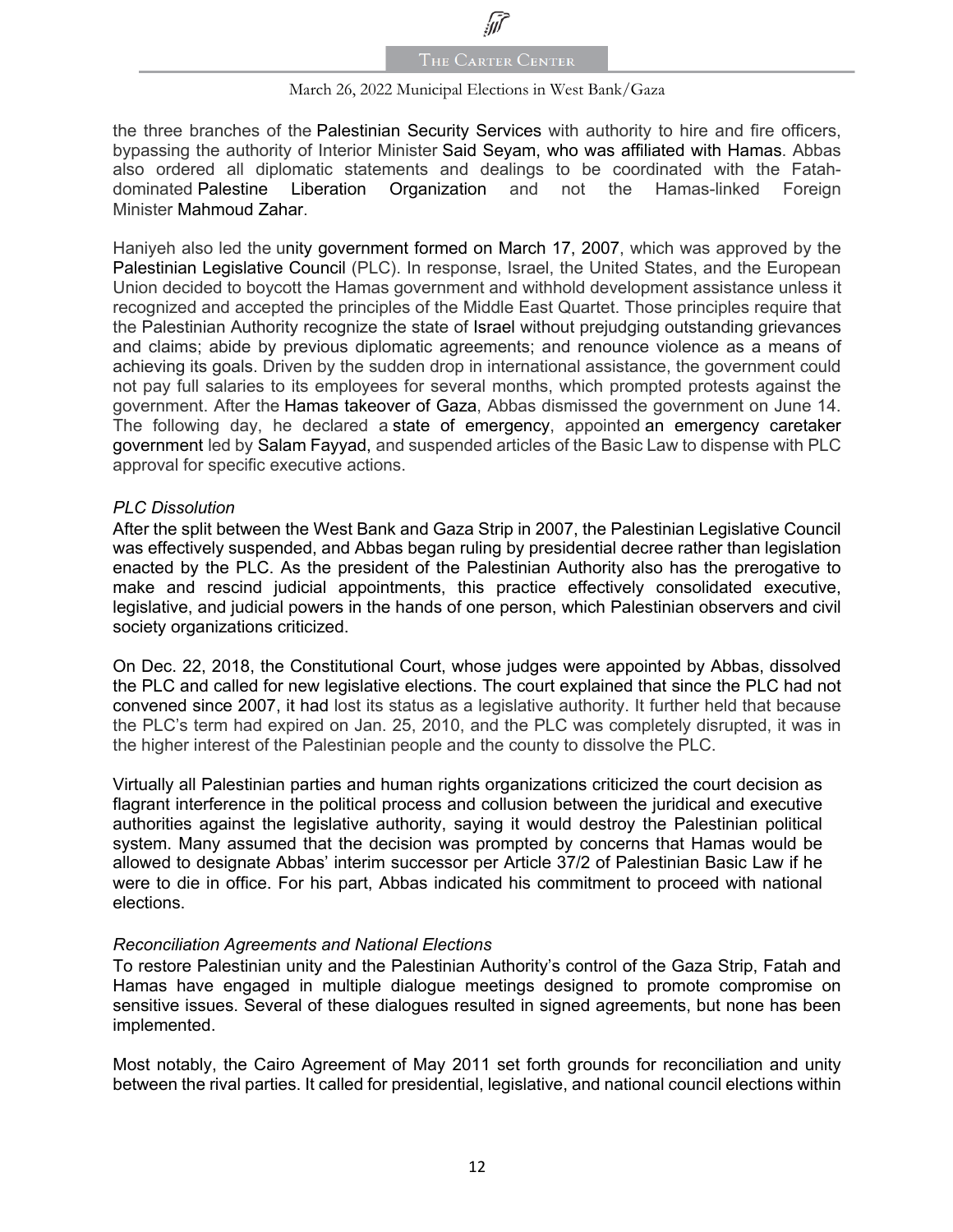the three branches of the Palestinian Security Services with authority to hire and fire officers, bypassing the authority of Interior Minister Said Seyam, who was affiliated with Hamas. Abbas also ordered all diplomatic statements and dealings to be coordinated with the Fatah-dominated Palestine Liberation Organization and not the Hamas-linked Foreign Minister Mahmoud Zahar.

Haniyeh also led the unity government formed on March 17, 2007, which was approved by the Palestinian Legislative Council (PLC). In response, Israel, the United States, and the European Union decided to boycott the Hamas government and withhold development assistance unless it recognized and accepted the principles of the Middle East Quartet. Those principles require that the Palestinian Authority recognize the state of Israel without prejudging outstanding grievances and claims; abide by previous diplomatic agreements; and renounce violence as a means of achieving its goals. Driven by the sudden drop in international assistance, the government could not pay full salaries to its employees for several months, which prompted protests against the government. After the Hamas takeover of Gaza, Abbas dismissed the government on June 14. The following day, he declared a state of emergency, appointed an emergency caretaker government led by Salam Fayyad, and suspended articles of the Basic Law to dispense with PLC approval for specific executive actions.

*PLC Dissolution*

After the split between the West Bank and Gaza Strip in 2007, the Palestinian Legislative Council was effectively suspended, and Abbas began ruling by presidential decree rather than legislation enacted by the PLC. As the president of the Palestinian Authority also has the prerogative to make and rescind judicial appointments, this practice effectively consolidated executive, legislative, and judicial powers in the hands of one person, which Palestinian observers and civil society organizations criticized.

On Dec. 22, 2018, the Constitutional Court, whose judges were appointed by Abbas, dissolved the PLC and called for new legislative elections. The court explained that since the PLC had not convened since 2007, it had lost its status as a legislative authority. It further held that because the PLC's term had expired on Jan. 25, 2010, and the PLC was completely disrupted, it was in the higher interest of the Palestinian people and the county to dissolve the PLC.

Virtually all Palestinian parties and human rights organizations criticized the court decision as flagrant interference in the political process and collusion between the juridical and executive authorities against the legislative authority, saying it would destroy the Palestinian political system. Many assumed that the decision was prompted by concerns that Hamas would be allowed to designate Abbas' interim successor per Article 37/2 of Palestinian Basic Law if he were to die in office. For his part, Abbas indicated his commitment to proceed with national elections.

*Reconciliation Agreements and National Elections*

To restore Palestinian unity and the Palestinian Authority's control of the Gaza Strip, Fatah and Hamas have engaged in multiple dialogue meetings designed to promote compromise on sensitive issues. Several of these dialogues resulted in signed agreements, but none has been implemented.

Most notably, the Cairo Agreement of May 2011 set forth grounds for reconciliation and unity between the rival parties. It called for presidential, legislative, and national council elections within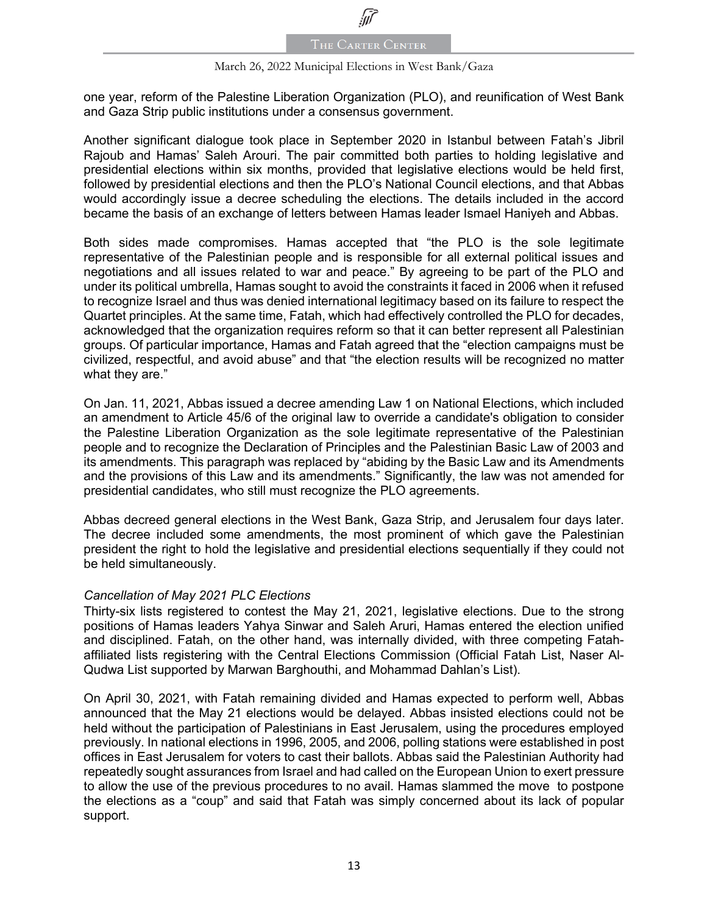one year, reform of the Palestine Liberation Organization (PLO), and reunification of West Bank and Gaza Strip public institutions under a consensus government.

Another significant dialogue took place in September 2020 in Istanbul between Fatah's Jibril Rajoub and Hamas' Saleh Arouri. The pair committed both parties to holding legislative and presidential elections within six months, provided that legislative elections would be held first, followed by presidential elections and then the PLO's National Council elections, and that Abbas would accordingly issue a decree scheduling the elections. The details included in the accord became the basis of an exchange of letters between Hamas leader Ismael Haniyeh and Abbas.

Both sides made compromises. Hamas accepted that "the PLO is the sole legitimate representative of the Palestinian people and is responsible for all external political issues and negotiations and all issues related to war and peace." By agreeing to be part of the PLO and under its political umbrella, Hamas sought to avoid the constraints it faced in 2006 when it refused to recognize Israel and thus was denied international legitimacy based on its failure to respect the Quartet principles. At the same time, Fatah, which had effectively controlled the PLO for decades, acknowledged that the organization requires reform so that it can better represent all Palestinian groups. Of particular importance, Hamas and Fatah agreed that the "election campaigns must be civilized, respectful, and avoid abuse" and that "the election results will be recognized no matter what they are."

On Jan. 11, 2021, Abbas issued a decree amending Law 1 on National Elections, which included an amendment to Article 45/6 of the original law to override a candidate's obligation to consider the Palestine Liberation Organization as the sole legitimate representative of the Palestinian people and to recognize the Declaration of Principles and the Palestinian Basic Law of 2003 and its amendments. This paragraph was replaced by "abiding by the Basic Law and its Amendments and the provisions of this Law and its amendments." Significantly, the law was not amended for presidential candidates, who still must recognize the PLO agreements.

Abbas decreed general elections in the West Bank, Gaza Strip, and Jerusalem four days later. The decree included some amendments, the most prominent of which gave the Palestinian president the right to hold the legislative and presidential elections sequentially if they could not be held simultaneously.

*Cancellation of May 2021 PLC Elections*

Thirty-six lists registered to contest the May 21, 2021, legislative elections. Due to the strong positions of Hamas leaders Yahya Sinwar and Saleh Aruri, Hamas entered the election unified and disciplined. Fatah, on the other hand, was internally divided, with three competing Fatah-affiliated lists registering with the Central Elections Commission (Official Fatah List, Naser Al-Qudwa List supported by Marwan Barghouthi, and Mohammad Dahlan's List).

On April 30, 2021, with Fatah remaining divided and Hamas expected to perform well, Abbas announced that the May 21 elections would be delayed. Abbas insisted elections could not be held without the participation of Palestinians in East Jerusalem, using the procedures employed previously. In national elections in 1996, 2005, and 2006, polling stations were established in post offices in East Jerusalem for voters to cast their ballots. Abbas said the Palestinian Authority had repeatedly sought assurances from Israel and had called on the European Union to exert pressure to allow the use of the previous procedures to no avail. Hamas slammed the move to postpone the elections as a "coup" and said that Fatah was simply concerned about its lack of popular support.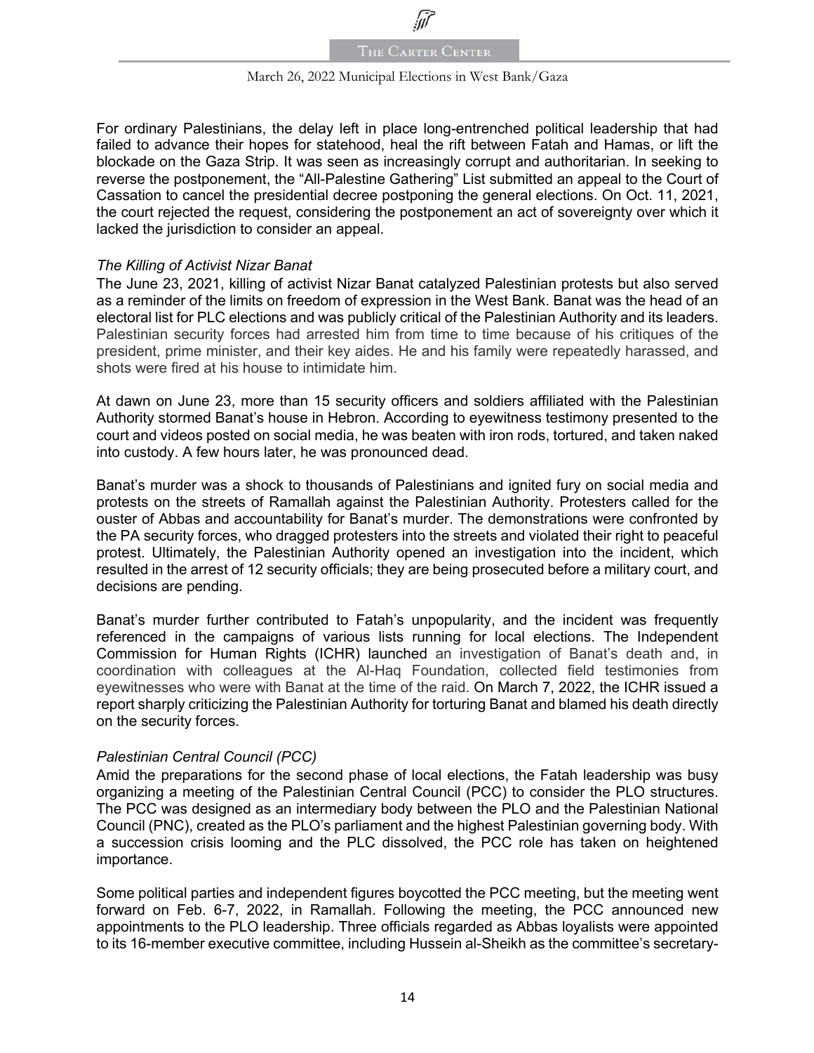For ordinary Palestinians, the delay left in place long-entrenched political leadership that had failed to advance their hopes for statehood, heal the rift between Fatah and Hamas, or lift the blockade on the Gaza Strip. It was seen as increasingly corrupt and authoritarian. In seeking to reverse the postponement, the "All-Palestine Gathering" List submitted an appeal to the Court of Cassation to cancel the presidential decree postponing the general elections. On Oct. 11, 2021, the court rejected the request, considering the postponement an act of sovereignty over which it lacked the jurisdiction to consider an appeal.

*The Killing of Activist Nizar Banat*

The June 23, 2021, killing of activist Nizar Banat catalyzed Palestinian protests but also served as a reminder of the limits on freedom of expression in the West Bank. Banat was the head of an electoral list for PLC elections and was publicly critical of the Palestinian Authority and its leaders. Palestinian security forces had arrested him from time to time because of his critiques of the president, prime minister, and their key aides. He and his family were repeatedly harassed, and shots were fired at his house to intimidate him.

At dawn on June 23, more than 15 security officers and soldiers affiliated with the Palestinian Authority stormed Banat's house in Hebron. According to eyewitness testimony presented to the court and videos posted on social media, he was beaten with iron rods, tortured, and taken naked into custody. A few hours later, he was pronounced dead.

Banat's murder was a shock to thousands of Palestinians and ignited fury on social media and protests on the streets of Ramallah against the Palestinian Authority. Protesters called for the ouster of Abbas and accountability for Banat's murder. The demonstrations were confronted by the PA security forces, who dragged protesters into the streets and violated their right to peaceful protest. Ultimately, the Palestinian Authority opened an investigation into the incident, which resulted in the arrest of 12 security officials; they are being prosecuted before a military court, and decisions are pending.

Banat's murder further contributed to Fatah's unpopularity, and the incident was frequently referenced in the campaigns of various lists running for local elections. The Independent Commission for Human Rights (ICHR) launched an investigation of Banat's death and, in coordination with colleagues at the Al-Haq Foundation, collected field testimonies from eyewitnesses who were with Banat at the time of the raid. On March 7, 2022, the ICHR issued a report sharply criticizing the Palestinian Authority for torturing Banat and blamed his death directly on the security forces.

*Palestinian Central Council (PCC)*

Amid the preparations for the second phase of local elections, the Fatah leadership was busy organizing a meeting of the Palestinian Central Council (PCC) to consider the PLO structures. The PCC was designed as an intermediary body between the PLO and the Palestinian National Council (PNC), created as the PLO's parliament and the highest Palestinian governing body. With a succession crisis looming and the PLC dissolved, the PCC role has taken on heightened importance.

Some political parties and independent figures boycotted the PCC meeting, but the meeting went forward on Feb. 6-7, 2022, in Ramallah. Following the meeting, the PCC announced new appointments to the PLO leadership. Three officials regarded as Abbas loyalists were appointed to its 16-member executive committee, including Hussein al-Sheikh as the committee's secretary-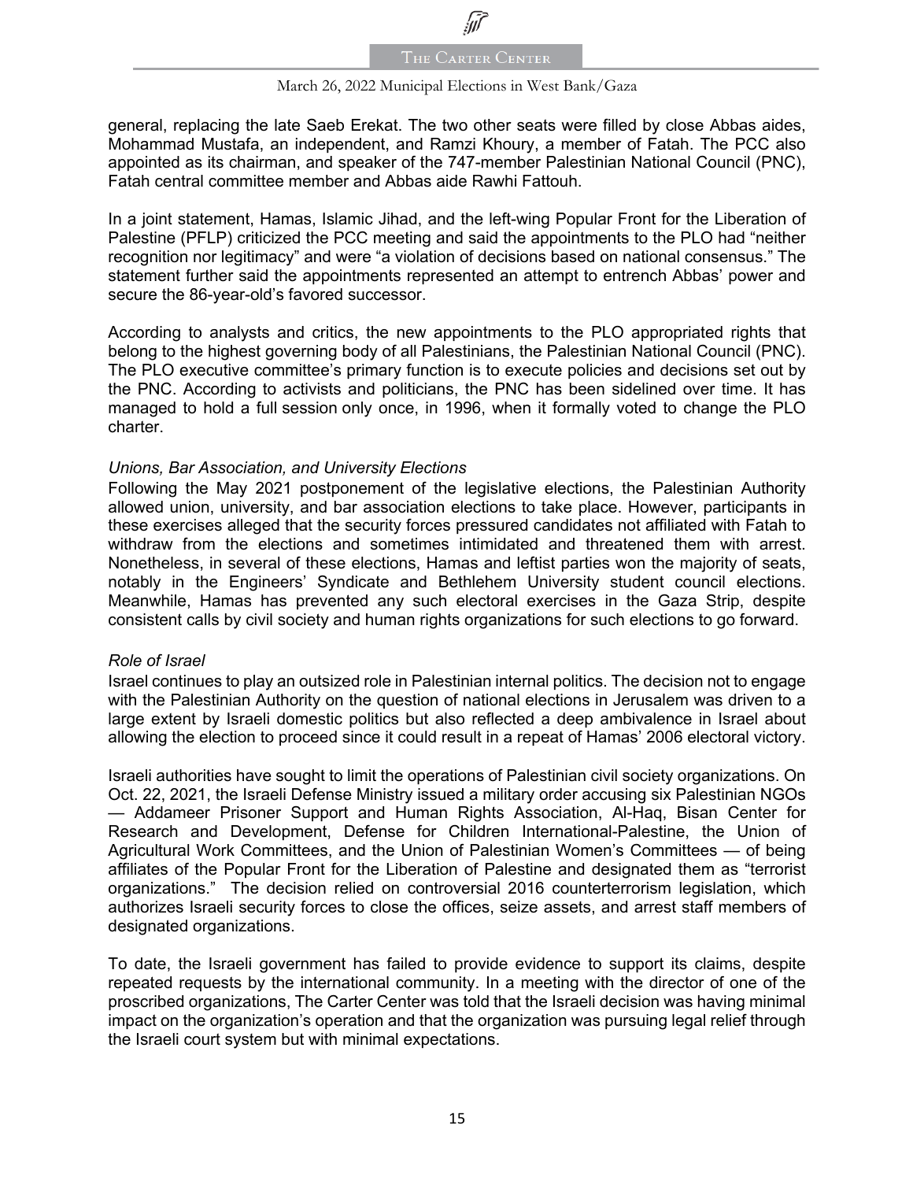general, replacing the late Saeb Erekat. The two other seats were filled by close Abbas aides, Mohammad Mustafa, an independent, and Ramzi Khoury, a member of Fatah. The PCC also appointed as its chairman, and speaker of the 747-member Palestinian National Council (PNC), Fatah central committee member and Abbas aide Rawhi Fattouh.

In a joint statement, Hamas, Islamic Jihad, and the left-wing Popular Front for the Liberation of Palestine (PFLP) criticized the PCC meeting and said the appointments to the PLO had "neither recognition nor legitimacy" and were "a violation of decisions based on national consensus." The statement further said the appointments represented an attempt to entrench Abbas' power and secure the 86-year-old's favored successor.

According to analysts and critics, the new appointments to the PLO appropriated rights that belong to the highest governing body of all Palestinians, the Palestinian National Council (PNC). The PLO executive committee's primary function is to execute policies and decisions set out by the PNC. According to activists and politicians, the PNC has been sidelined over time. It has managed to hold a full session only once, in 1996, when it formally voted to change the PLO charter.

*Unions, Bar Association, and University Elections*

Following the May 2021 postponement of the legislative elections, the Palestinian Authority allowed union, university, and bar association elections to take place. However, participants in these exercises alleged that the security forces pressured candidates not affiliated with Fatah to withdraw from the elections and sometimes intimidated and threatened them with arrest. Nonetheless, in several of these elections, Hamas and leftist parties won the majority of seats, notably in the Engineers' Syndicate and Bethlehem University student council elections. Meanwhile, Hamas has prevented any such electoral exercises in the Gaza Strip, despite consistent calls by civil society and human rights organizations for such elections to go forward.

*Role of Israel*

Israel continues to play an outsized role in Palestinian internal politics. The decision not to engage with the Palestinian Authority on the question of national elections in Jerusalem was driven to a large extent by Israeli domestic politics but also reflected a deep ambivalence in Israel about allowing the election to proceed since it could result in a repeat of Hamas' 2006 electoral victory.

Israeli authorities have sought to limit the operations of Palestinian civil society organizations. On Oct. 22, 2021, the Israeli Defense Ministry issued a military order accusing six Palestinian NGOs — Addameer Prisoner Support and Human Rights Association, Al-Haq, Bisan Center for Research and Development, Defense for Children International-Palestine, the Union of Agricultural Work Committees, and the Union of Palestinian Women's Committees — of being affiliates of the Popular Front for the Liberation of Palestine and designated them as "terrorist organizations." The decision relied on controversial 2016 counterterrorism legislation, which authorizes Israeli security forces to close the offices, seize assets, and arrest staff members of designated organizations.

To date, the Israeli government has failed to provide evidence to support its claims, despite repeated requests by the international community. In a meeting with the director of one of the proscribed organizations, The Carter Center was told that the Israeli decision was having minimal impact on the organization's operation and that the organization was pursuing legal relief through the Israeli court system but with minimal expectations.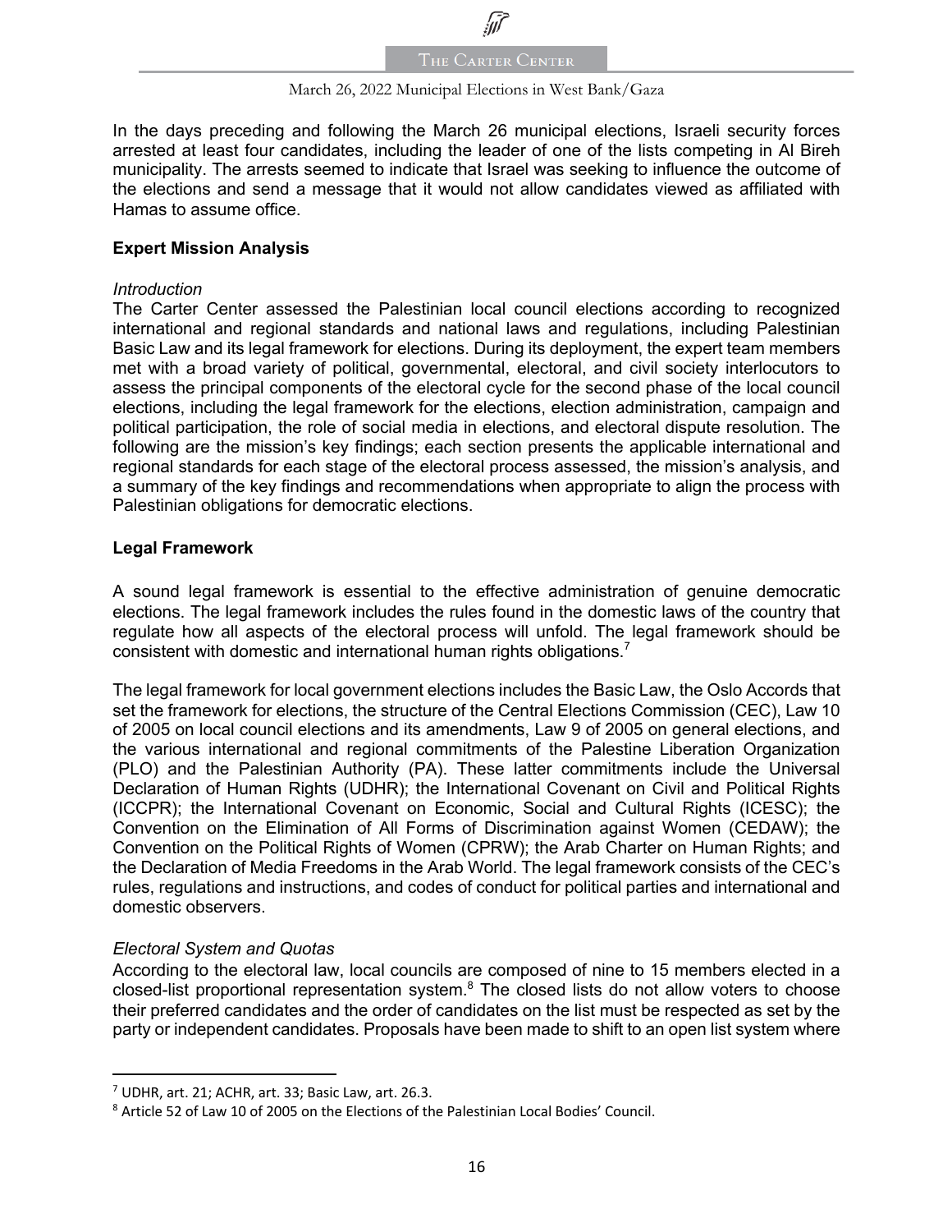In the days preceding and following the March 26 municipal elections, Israeli security forces arrested at least four candidates, including the leader of one of the lists competing in Al Bireh municipality. The arrests seemed to indicate that Israel was seeking to influence the outcome of the elections and send a message that it would not allow candidates viewed as affiliated with Hamas to assume office.

## Expert Mission Analysis

### *Introduction*

The Carter Center assessed the Palestinian local council elections according to recognized international and regional standards and national laws and regulations, including Palestinian Basic Law and its legal framework for elections. During its deployment, the expert team members met with a broad variety of political, governmental, electoral, and civil society interlocutors to assess the principal components of the electoral cycle for the second phase of the local council elections, including the legal framework for the elections, election administration, campaign and political participation, the role of social media in elections, and electoral dispute resolution. The following are the mission's key findings; each section presents the applicable international and regional standards for each stage of the electoral process assessed, the mission's analysis, and a summary of the key findings and recommendations when appropriate to align the process with Palestinian obligations for democratic elections.

## Legal Framework

A sound legal framework is essential to the effective administration of genuine democratic elections. The legal framework includes the rules found in the domestic laws of the country that regulate how all aspects of the electoral process will unfold. The legal framework should be consistent with domestic and international human rights obligations.[7]

The legal framework for local government elections includes the Basic Law, the Oslo Accords that set the framework for elections, the structure of the Central Elections Commission (CEC), Law 10 of 2005 on local council elections and its amendments, Law 9 of 2005 on general elections, and the various international and regional commitments of the Palestine Liberation Organization (PLO) and the Palestinian Authority (PA). These latter commitments include the Universal Declaration of Human Rights (UDHR); the International Covenant on Civil and Political Rights (ICCPR); the International Covenant on Economic, Social and Cultural Rights (ICESC); the Convention on the Elimination of All Forms of Discrimination against Women (CEDAW); the Convention on the Political Rights of Women (CPRW); the Arab Charter on Human Rights; and the Declaration of Media Freedoms in the Arab World. The legal framework consists of the CEC's rules, regulations and instructions, and codes of conduct for political parties and international and domestic observers.

### *Electoral System and Quotas*

According to the electoral law, local councils are composed of nine to 15 members elected in a closed-list proportional representation system.[8] The closed lists do not allow voters to choose their preferred candidates and the order of candidates on the list must be respected as set by the party or independent candidates. Proposals have been made to shift to an open list system where

---

[7] UDHR, art. 21; ACHR, art. 33; Basic Law, art. 26.3.

[8] Article 52 of Law 10 of 2005 on the Elections of the Palestinian Local Bodies' Council.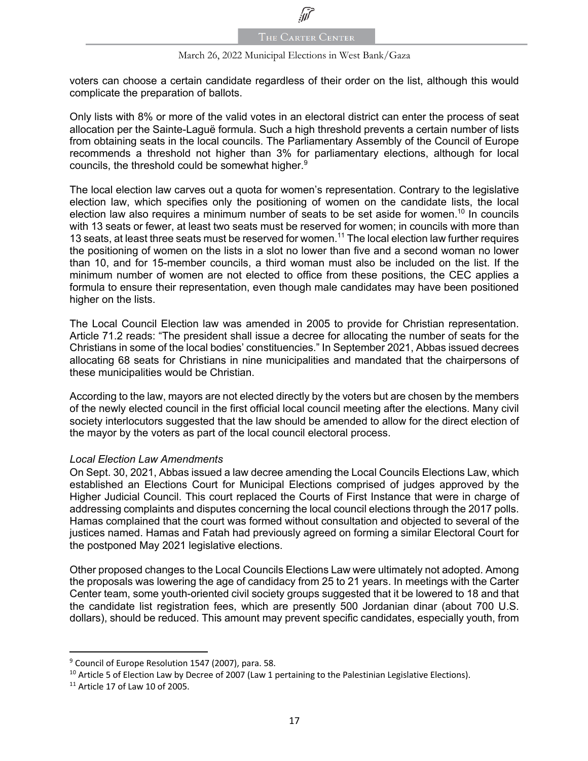voters can choose a certain candidate regardless of their order on the list, although this would complicate the preparation of ballots.

Only lists with 8% or more of the valid votes in an electoral district can enter the process of seat allocation per the Sainte-Laguë formula. Such a high threshold prevents a certain number of lists from obtaining seats in the local councils. The Parliamentary Assembly of the Council of Europe recommends a threshold not higher than 3% for parliamentary elections, although for local councils, the threshold could be somewhat higher.[9]

The local election law carves out a quota for women's representation. Contrary to the legislative election law, which specifies only the positioning of women on the candidate lists, the local election law also requires a minimum number of seats to be set aside for women.[10] In councils with 13 seats or fewer, at least two seats must be reserved for women; in councils with more than 13 seats, at least three seats must be reserved for women.[11] The local election law further requires the positioning of women on the lists in a slot no lower than five and a second woman no lower than 10, and for 15-member councils, a third woman must also be included on the list. If the minimum number of women are not elected to office from these positions, the CEC applies a formula to ensure their representation, even though male candidates may have been positioned higher on the lists.

The Local Council Election law was amended in 2005 to provide for Christian representation. Article 71.2 reads: "The president shall issue a decree for allocating the number of seats for the Christians in some of the local bodies' constituencies." In September 2021, Abbas issued decrees allocating 68 seats for Christians in nine municipalities and mandated that the chairpersons of these municipalities would be Christian.

According to the law, mayors are not elected directly by the voters but are chosen by the members of the newly elected council in the first official local council meeting after the elections. Many civil society interlocutors suggested that the law should be amended to allow for the direct election of the mayor by the voters as part of the local council electoral process.

*Local Election Law Amendments*

On Sept. 30, 2021, Abbas issued a law decree amending the Local Councils Elections Law, which established an Elections Court for Municipal Elections comprised of judges approved by the Higher Judicial Council. This court replaced the Courts of First Instance that were in charge of addressing complaints and disputes concerning the local council elections through the 2017 polls. Hamas complained that the court was formed without consultation and objected to several of the justices named. Hamas and Fatah had previously agreed on forming a similar Electoral Court for the postponed May 2021 legislative elections.

Other proposed changes to the Local Councils Elections Law were ultimately not adopted. Among the proposals was lowering the age of candidacy from 25 to 21 years. In meetings with the Carter Center team, some youth-oriented civil society groups suggested that it be lowered to 18 and that the candidate list registration fees, which are presently 500 Jordanian dinar (about 700 U.S. dollars), should be reduced. This amount may prevent specific candidates, especially youth, from

---

[9] Council of Europe Resolution 1547 (2007), para. 58.

[10] Article 5 of Election Law by Decree of 2007 (Law 1 pertaining to the Palestinian Legislative Elections).

[11] Article 17 of Law 10 of 2005.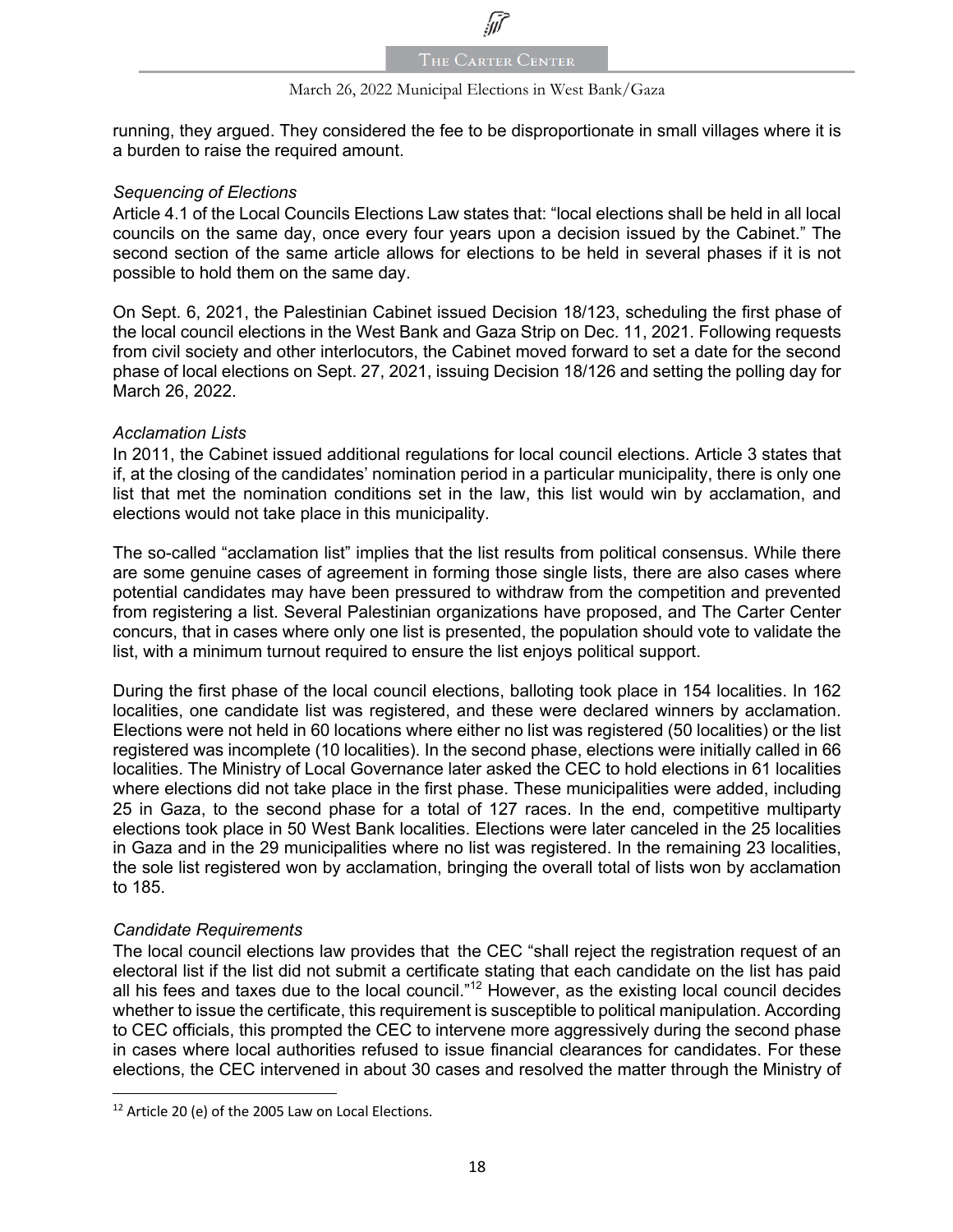running, they argued. They considered the fee to be disproportionate in small villages where it is a burden to raise the required amount.

*Sequencing of Elections*

Article 4.1 of the Local Councils Elections Law states that: "local elections shall be held in all local councils on the same day, once every four years upon a decision issued by the Cabinet." The second section of the same article allows for elections to be held in several phases if it is not possible to hold them on the same day.

On Sept. 6, 2021, the Palestinian Cabinet issued Decision 18/123, scheduling the first phase of the local council elections in the West Bank and Gaza Strip on Dec. 11, 2021. Following requests from civil society and other interlocutors, the Cabinet moved forward to set a date for the second phase of local elections on Sept. 27, 2021, issuing Decision 18/126 and setting the polling day for March 26, 2022.

*Acclamation Lists*

In 2011, the Cabinet issued additional regulations for local council elections. Article 3 states that if, at the closing of the candidates' nomination period in a particular municipality, there is only one list that met the nomination conditions set in the law, this list would win by acclamation, and elections would not take place in this municipality.

The so-called "acclamation list" implies that the list results from political consensus. While there are some genuine cases of agreement in forming those single lists, there are also cases where potential candidates may have been pressured to withdraw from the competition and prevented from registering a list. Several Palestinian organizations have proposed, and The Carter Center concurs, that in cases where only one list is presented, the population should vote to validate the list, with a minimum turnout required to ensure the list enjoys political support.

During the first phase of the local council elections, balloting took place in 154 localities. In 162 localities, one candidate list was registered, and these were declared winners by acclamation. Elections were not held in 60 locations where either no list was registered (50 localities) or the list registered was incomplete (10 localities). In the second phase, elections were initially called in 66 localities. The Ministry of Local Governance later asked the CEC to hold elections in 61 localities where elections did not take place in the first phase. These municipalities were added, including 25 in Gaza, to the second phase for a total of 127 races. In the end, competitive multiparty elections took place in 50 West Bank localities. Elections were later canceled in the 25 localities in Gaza and in the 29 municipalities where no list was registered. In the remaining 23 localities, the sole list registered won by acclamation, bringing the overall total of lists won by acclamation to 185.

*Candidate Requirements*

The local council elections law provides that the CEC "shall reject the registration request of an electoral list if the list did not submit a certificate stating that each candidate on the list has paid all his fees and taxes due to the local council."[12] However, as the existing local council decides whether to issue the certificate, this requirement is susceptible to political manipulation. According to CEC officials, this prompted the CEC to intervene more aggressively during the second phase in cases where local authorities refused to issue financial clearances for candidates. For these elections, the CEC intervened in about 30 cases and resolved the matter through the Ministry of

[12] Article 20 (e) of the 2005 Law on Local Elections.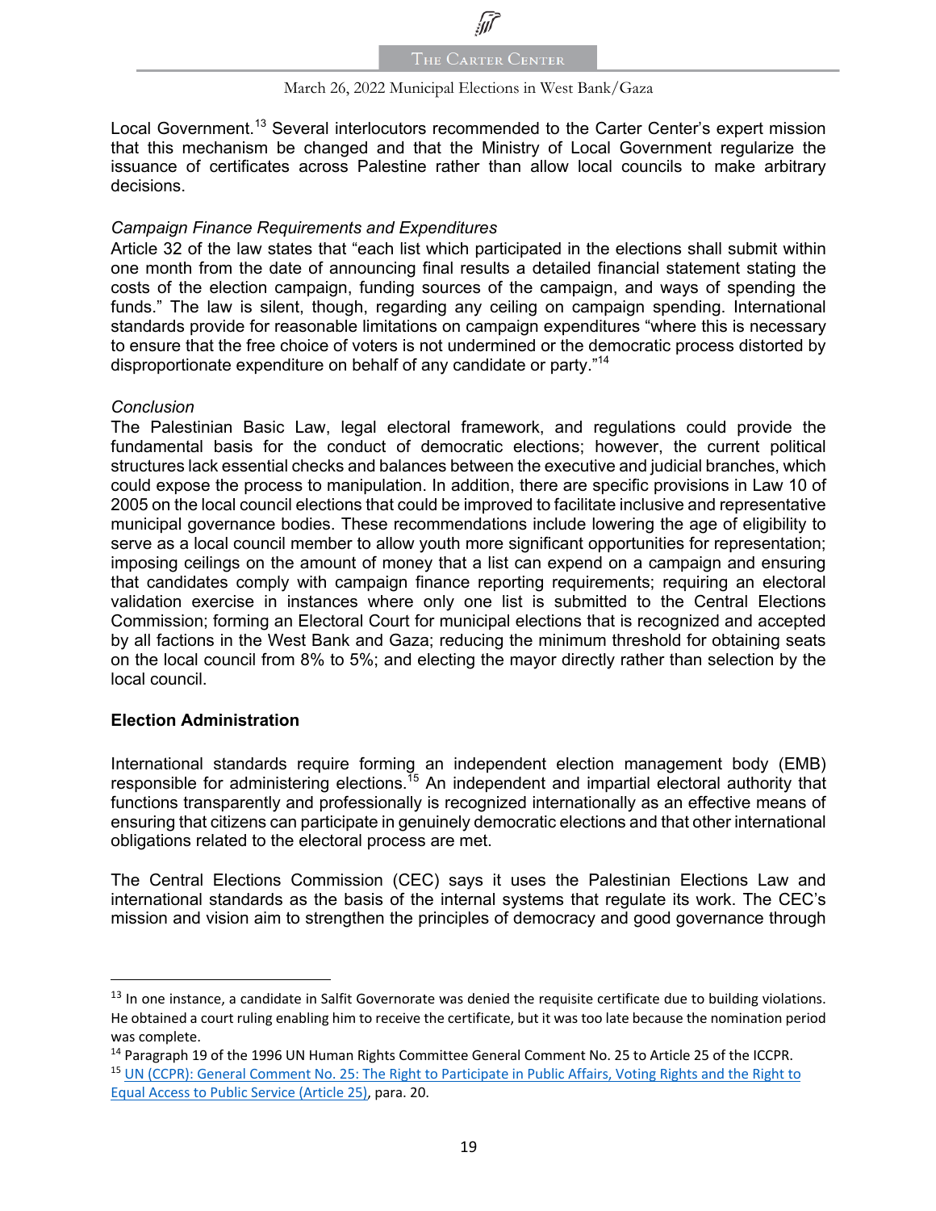Local Government.[13] Several interlocutors recommended to the Carter Center's expert mission that this mechanism be changed and that the Ministry of Local Government regularize the issuance of certificates across Palestine rather than allow local councils to make arbitrary decisions.

*Campaign Finance Requirements and Expenditures*

Article 32 of the law states that "each list which participated in the elections shall submit within one month from the date of announcing final results a detailed financial statement stating the costs of the election campaign, funding sources of the campaign, and ways of spending the funds." The law is silent, though, regarding any ceiling on campaign spending. International standards provide for reasonable limitations on campaign expenditures "where this is necessary to ensure that the free choice of voters is not undermined or the democratic process distorted by disproportionate expenditure on behalf of any candidate or party."[14]

*Conclusion*

The Palestinian Basic Law, legal electoral framework, and regulations could provide the fundamental basis for the conduct of democratic elections; however, the current political structures lack essential checks and balances between the executive and judicial branches, which could expose the process to manipulation. In addition, there are specific provisions in Law 10 of 2005 on the local council elections that could be improved to facilitate inclusive and representative municipal governance bodies. These recommendations include lowering the age of eligibility to serve as a local council member to allow youth more significant opportunities for representation; imposing ceilings on the amount of money that a list can expend on a campaign and ensuring that candidates comply with campaign finance reporting requirements; requiring an electoral validation exercise in instances where only one list is submitted to the Central Elections Commission; forming an Electoral Court for municipal elections that is recognized and accepted by all factions in the West Bank and Gaza; reducing the minimum threshold for obtaining seats on the local council from 8% to 5%; and electing the mayor directly rather than selection by the local council.

## Election Administration

International standards require forming an independent election management body (EMB) responsible for administering elections.[15] An independent and impartial electoral authority that functions transparently and professionally is recognized internationally as an effective means of ensuring that citizens can participate in genuinely democratic elections and that other international obligations related to the electoral process are met.

The Central Elections Commission (CEC) says it uses the Palestinian Elections Law and international standards as the basis of the internal systems that regulate its work. The CEC's mission and vision aim to strengthen the principles of democracy and good governance through

---

[13] In one instance, a candidate in Salfit Governorate was denied the requisite certificate due to building violations. He obtained a court ruling enabling him to receive the certificate, but it was too late because the nomination period was complete.

[14] Paragraph 19 of the 1996 UN Human Rights Committee General Comment No. 25 to Article 25 of the ICCPR.

[15] UN (CCPR): General Comment No. 25: The Right to Participate in Public Affairs, Voting Rights and the Right to Equal Access to Public Service (Article 25), para. 20.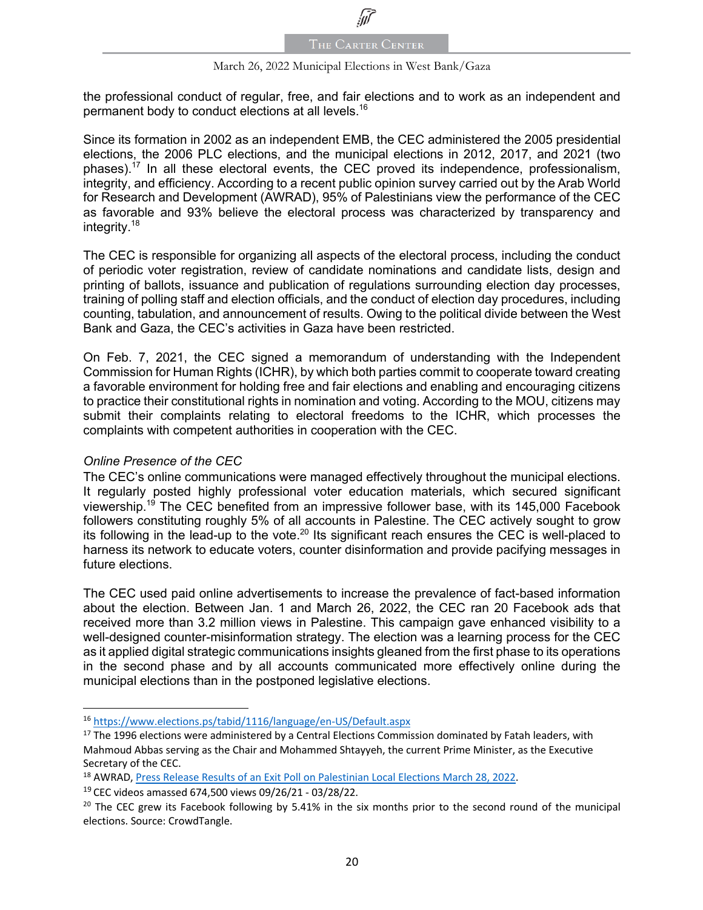the professional conduct of regular, free, and fair elections and to work as an independent and permanent body to conduct elections at all levels.[16]

Since its formation in 2002 as an independent EMB, the CEC administered the 2005 presidential elections, the 2006 PLC elections, and the municipal elections in 2012, 2017, and 2021 (two phases).[17] In all these electoral events, the CEC proved its independence, professionalism, integrity, and efficiency. According to a recent public opinion survey carried out by the Arab World for Research and Development (AWRAD), 95% of Palestinians view the performance of the CEC as favorable and 93% believe the electoral process was characterized by transparency and integrity.[18]

The CEC is responsible for organizing all aspects of the electoral process, including the conduct of periodic voter registration, review of candidate nominations and candidate lists, design and printing of ballots, issuance and publication of regulations surrounding election day processes, training of polling staff and election officials, and the conduct of election day procedures, including counting, tabulation, and announcement of results. Owing to the political divide between the West Bank and Gaza, the CEC's activities in Gaza have been restricted.

On Feb. 7, 2021, the CEC signed a memorandum of understanding with the Independent Commission for Human Rights (ICHR), by which both parties commit to cooperate toward creating a favorable environment for holding free and fair elections and enabling and encouraging citizens to practice their constitutional rights in nomination and voting. According to the MOU, citizens may submit their complaints relating to electoral freedoms to the ICHR, which processes the complaints with competent authorities in cooperation with the CEC.

*Online Presence of the CEC*

The CEC's online communications were managed effectively throughout the municipal elections. It regularly posted highly professional voter education materials, which secured significant viewership.[19] The CEC benefited from an impressive follower base, with its 145,000 Facebook followers constituting roughly 5% of all accounts in Palestine. The CEC actively sought to grow its following in the lead-up to the vote.[20] Its significant reach ensures the CEC is well-placed to harness its network to educate voters, counter disinformation and provide pacifying messages in future elections.

The CEC used paid online advertisements to increase the prevalence of fact-based information about the election. Between Jan. 1 and March 26, 2022, the CEC ran 20 Facebook ads that received more than 3.2 million views in Palestine. This campaign gave enhanced visibility to a well-designed counter-misinformation strategy. The election was a learning process for the CEC as it applied digital strategic communications insights gleaned from the first phase to its operations in the second phase and by all accounts communicated more effectively online during the municipal elections than in the postponed legislative elections.

---

[16] https://www.elections.ps/tabid/1116/language/en-US/Default.aspx

[17] The 1996 elections were administered by a Central Elections Commission dominated by Fatah leaders, with Mahmoud Abbas serving as the Chair and Mohammed Shtayyeh, the current Prime Minister, as the Executive Secretary of the CEC.

[18] AWRAD, Press Release Results of an Exit Poll on Palestinian Local Elections March 28, 2022.

[19] CEC videos amassed 674,500 views 09/26/21 - 03/28/22.

[20] The CEC grew its Facebook following by 5.41% in the six months prior to the second round of the municipal elections. Source: CrowdTangle.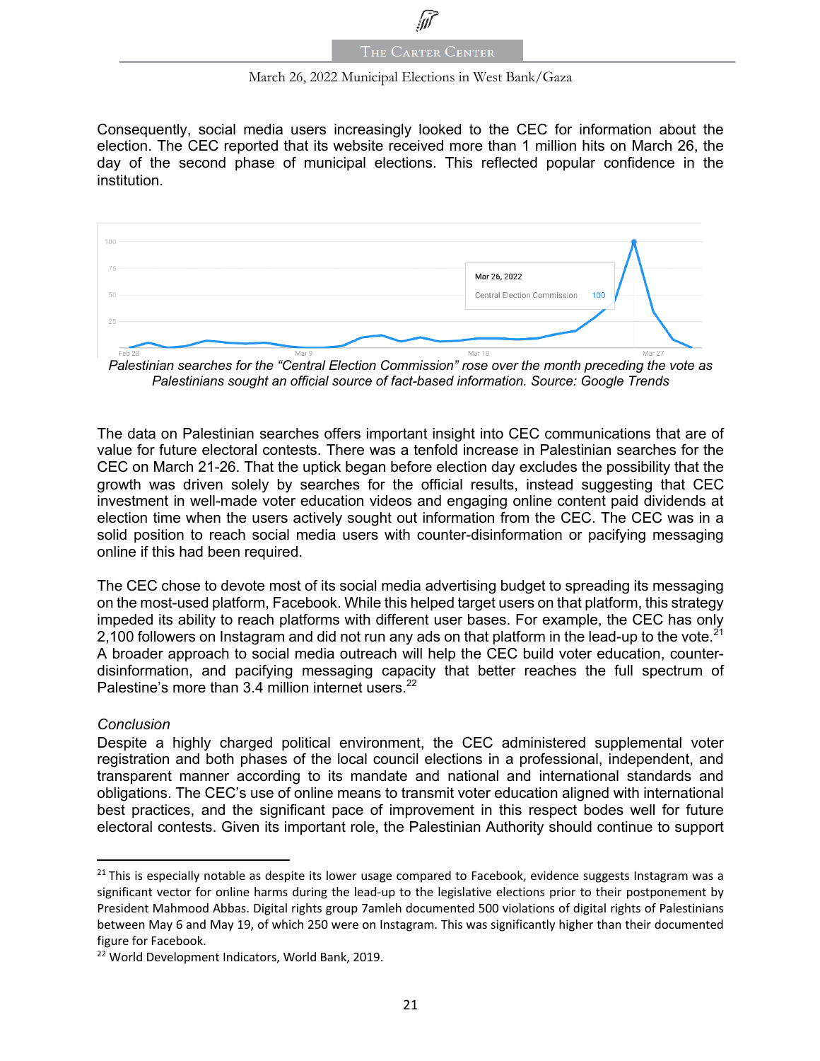Consequently, social media users increasingly looked to the CEC for information about the election. The CEC reported that its website received more than 1 million hits on March 26, the day of the second phase of municipal elections. This reflected popular confidence in the institution.

100
75
50
25
Feb 28
Mar 9
Mar 18
Mar 27
Mar 26, 2022
Central Election Commission 100

*Palestinian searches for the "Central Election Commission" rose over the month preceding the vote as Palestinians sought an official source of fact-based information. Source: Google Trends*

The data on Palestinian searches offers important insight into CEC communications that are of value for future electoral contests. There was a tenfold increase in Palestinian searches for the CEC on March 21-26. That the uptick began before election day excludes the possibility that the growth was driven solely by searches for the official results, instead suggesting that CEC investment in well-made voter education videos and engaging online content paid dividends at election time when the users actively sought out information from the CEC. The CEC was in a solid position to reach social media users with counter-disinformation or pacifying messaging online if this had been required.

The CEC chose to devote most of its social media advertising budget to spreading its messaging on the most-used platform, Facebook. While this helped target users on that platform, this strategy impeded its ability to reach platforms with different user bases. For example, the CEC has only 2,100 followers on Instagram and did not run any ads on that platform in the lead-up to the vote.[21] A broader approach to social media outreach will help the CEC build voter education, counter-disinformation, and pacifying messaging capacity that better reaches the full spectrum of Palestine's more than 3.4 million internet users.[22]

*Conclusion*

Despite a highly charged political environment, the CEC administered supplemental voter registration and both phases of the local council elections in a professional, independent, and transparent manner according to its mandate and national and international standards and obligations. The CEC's use of online means to transmit voter education aligned with international best practices, and the significant pace of improvement in this respect bodes well for future electoral contests. Given its important role, the Palestinian Authority should continue to support

---

[21] This is especially notable as despite its lower usage compared to Facebook, evidence suggests Instagram was a significant vector for online harms during the lead-up to the legislative elections prior to their postponement by President Mahmood Abbas. Digital rights group 7amleh documented 500 violations of digital rights of Palestinians between May 6 and May 19, of which 250 were on Instagram. This was significantly higher than their documented figure for Facebook.

[22] World Development Indicators, World Bank, 2019.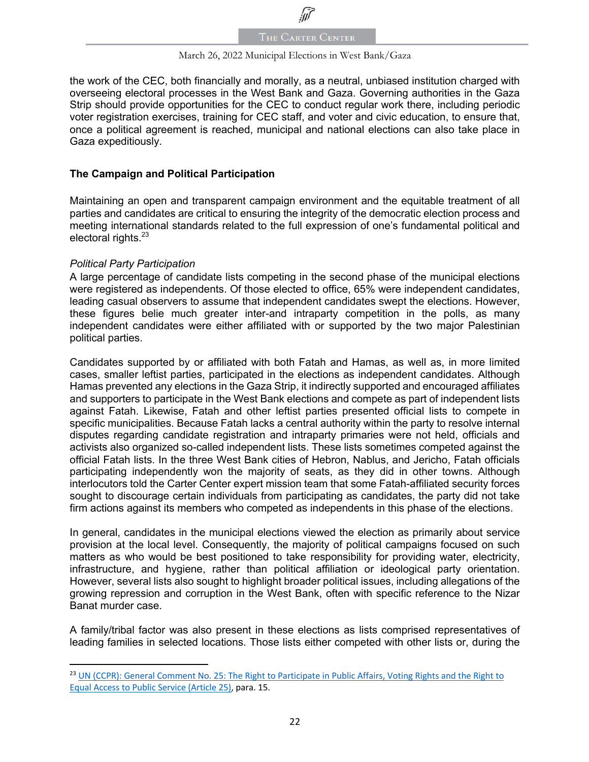the work of the CEC, both financially and morally, as a neutral, unbiased institution charged with overseeing electoral processes in the West Bank and Gaza. Governing authorities in the Gaza Strip should provide opportunities for the CEC to conduct regular work there, including periodic voter registration exercises, training for CEC staff, and voter and civic education, to ensure that, once a political agreement is reached, municipal and national elections can also take place in Gaza expeditiously.

## The Campaign and Political Participation

Maintaining an open and transparent campaign environment and the equitable treatment of all parties and candidates are critical to ensuring the integrity of the democratic election process and meeting international standards related to the full expression of one's fundamental political and electoral rights.[23]

*Political Party Participation*

A large percentage of candidate lists competing in the second phase of the municipal elections were registered as independents. Of those elected to office, 65% were independent candidates, leading casual observers to assume that independent candidates swept the elections. However, these figures belie much greater inter-and intraparty competition in the polls, as many independent candidates were either affiliated with or supported by the two major Palestinian political parties.

Candidates supported by or affiliated with both Fatah and Hamas, as well as, in more limited cases, smaller leftist parties, participated in the elections as independent candidates. Although Hamas prevented any elections in the Gaza Strip, it indirectly supported and encouraged affiliates and supporters to participate in the West Bank elections and compete as part of independent lists against Fatah. Likewise, Fatah and other leftist parties presented official lists to compete in specific municipalities. Because Fatah lacks a central authority within the party to resolve internal disputes regarding candidate registration and intraparty primaries were not held, officials and activists also organized so-called independent lists. These lists sometimes competed against the official Fatah lists. In the three West Bank cities of Hebron, Nablus, and Jericho, Fatah officials participating independently won the majority of seats, as they did in other towns. Although interlocutors told the Carter Center expert mission team that some Fatah-affiliated security forces sought to discourage certain individuals from participating as candidates, the party did not take firm actions against its members who competed as independents in this phase of the elections.

In general, candidates in the municipal elections viewed the election as primarily about service provision at the local level. Consequently, the majority of political campaigns focused on such matters as who would be best positioned to take responsibility for providing water, electricity, infrastructure, and hygiene, rather than political affiliation or ideological party orientation. However, several lists also sought to highlight broader political issues, including allegations of the growing repression and corruption in the West Bank, often with specific reference to the Nizar Banat murder case.

A family/tribal factor was also present in these elections as lists comprised representatives of leading families in selected locations. Those lists either competed with other lists or, during the

[23] UN (CCPR): General Comment No. 25: The Right to Participate in Public Affairs, Voting Rights and the Right to Equal Access to Public Service (Article 25), para. 15.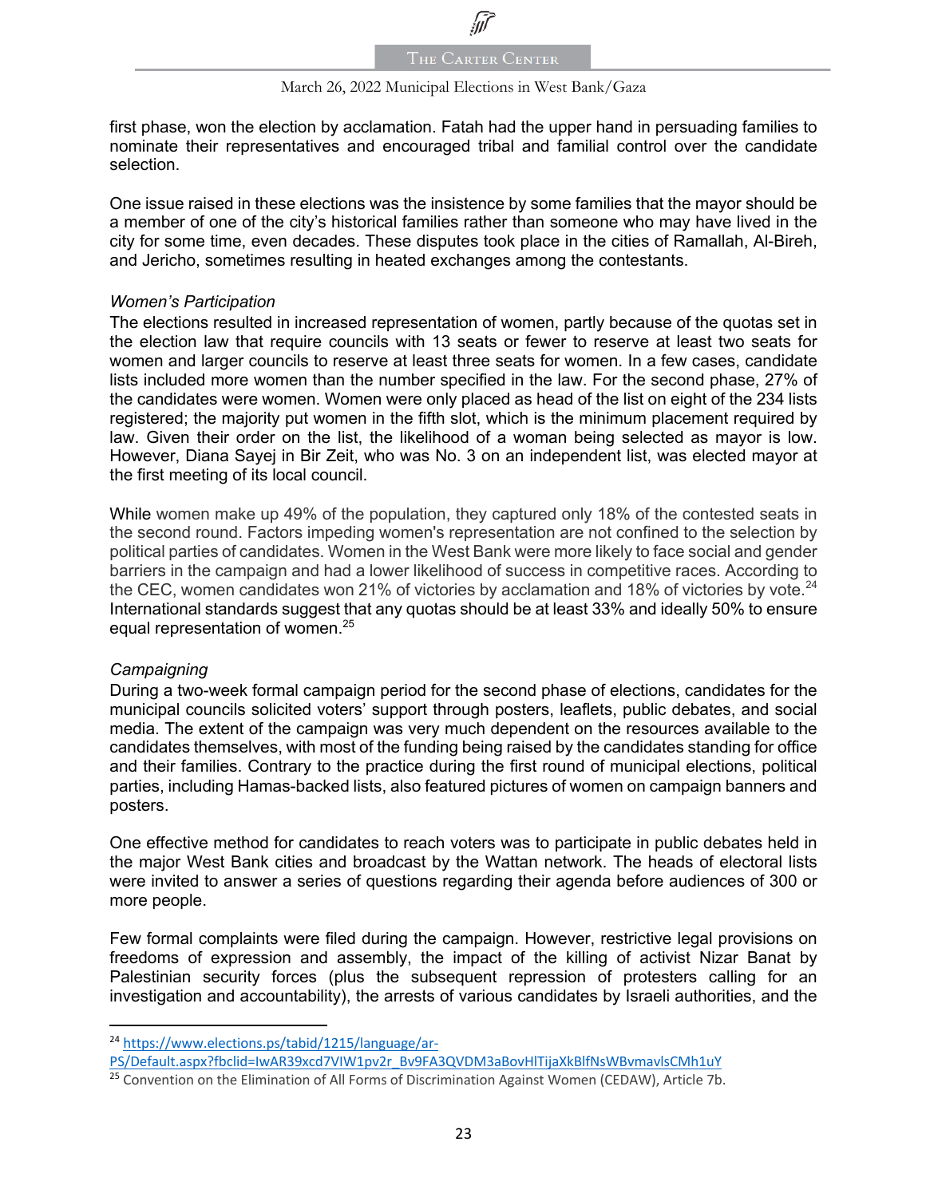first phase, won the election by acclamation. Fatah had the upper hand in persuading families to nominate their representatives and encouraged tribal and familial control over the candidate selection.

One issue raised in these elections was the insistence by some families that the mayor should be a member of one of the city's historical families rather than someone who may have lived in the city for some time, even decades. These disputes took place in the cities of Ramallah, Al-Bireh, and Jericho, sometimes resulting in heated exchanges among the contestants.

*Women's Participation*

The elections resulted in increased representation of women, partly because of the quotas set in the election law that require councils with 13 seats or fewer to reserve at least two seats for women and larger councils to reserve at least three seats for women. In a few cases, candidate lists included more women than the number specified in the law. For the second phase, 27% of the candidates were women. Women were only placed as head of the list on eight of the 234 lists registered; the majority put women in the fifth slot, which is the minimum placement required by law. Given their order on the list, the likelihood of a woman being selected as mayor is low. However, Diana Sayej in Bir Zeit, who was No. 3 on an independent list, was elected mayor at the first meeting of its local council.

While women make up 49% of the population, they captured only 18% of the contested seats in the second round. Factors impeding women's representation are not confined to the selection by political parties of candidates. Women in the West Bank were more likely to face social and gender barriers in the campaign and had a lower likelihood of success in competitive races. According to the CEC, women candidates won 21% of victories by acclamation and 18% of victories by vote.[24] International standards suggest that any quotas should be at least 33% and ideally 50% to ensure equal representation of women.[25]

*Campaigning*

During a two-week formal campaign period for the second phase of elections, candidates for the municipal councils solicited voters' support through posters, leaflets, public debates, and social media. The extent of the campaign was very much dependent on the resources available to the candidates themselves, with most of the funding being raised by the candidates standing for office and their families. Contrary to the practice during the first round of municipal elections, political parties, including Hamas-backed lists, also featured pictures of women on campaign banners and posters.

One effective method for candidates to reach voters was to participate in public debates held in the major West Bank cities and broadcast by the Wattan network. The heads of electoral lists were invited to answer a series of questions regarding their agenda before audiences of 300 or more people.

Few formal complaints were filed during the campaign. However, restrictive legal provisions on freedoms of expression and assembly, the impact of the killing of activist Nizar Banat by Palestinian security forces (plus the subsequent repression of protesters calling for an investigation and accountability), the arrests of various candidates by Israeli authorities, and the

---

[24] https://www.elections.ps/tabid/1215/language/ar-PS/Default.aspx?fbclid=IwAR39xcd7VIW1pv2r_Bv9FA3QVDM3aBovHlTijaXkBlfNsWBvmavlsCMh1uY

[25] Convention on the Elimination of All Forms of Discrimination Against Women (CEDAW), Article 7b.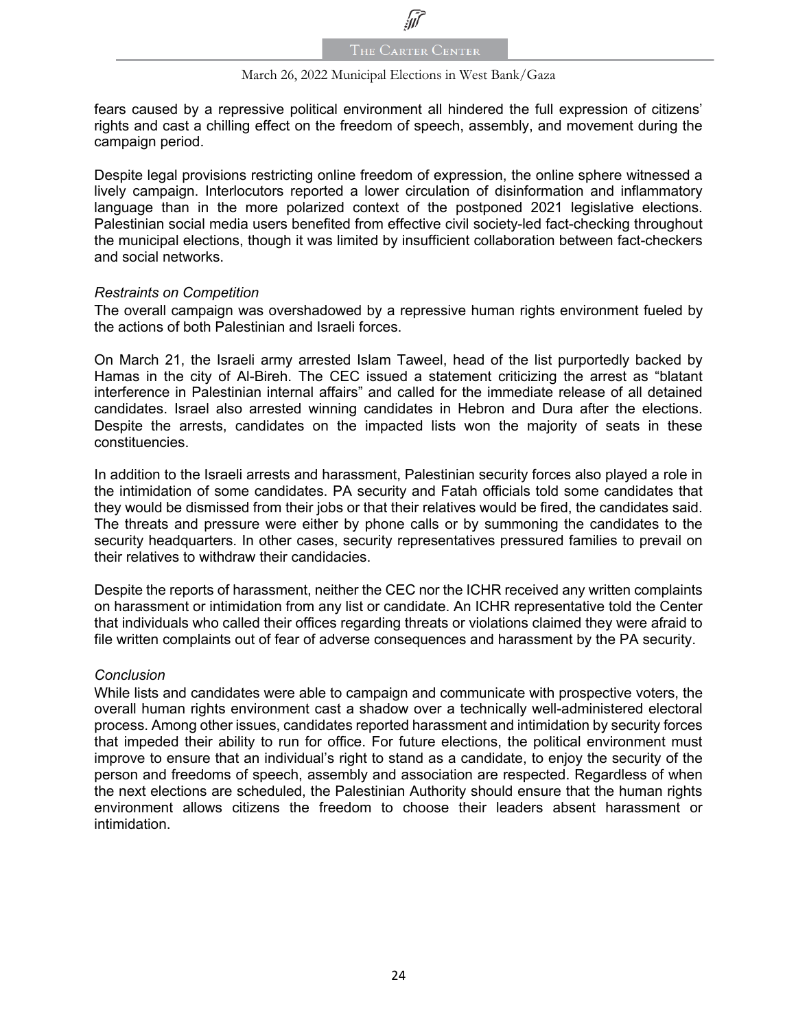fears caused by a repressive political environment all hindered the full expression of citizens' rights and cast a chilling effect on the freedom of speech, assembly, and movement during the campaign period.

Despite legal provisions restricting online freedom of expression, the online sphere witnessed a lively campaign. Interlocutors reported a lower circulation of disinformation and inflammatory language than in the more polarized context of the postponed 2021 legislative elections. Palestinian social media users benefited from effective civil society-led fact-checking throughout the municipal elections, though it was limited by insufficient collaboration between fact-checkers and social networks.

*Restraints on Competition*

The overall campaign was overshadowed by a repressive human rights environment fueled by the actions of both Palestinian and Israeli forces.

On March 21, the Israeli army arrested Islam Taweel, head of the list purportedly backed by Hamas in the city of Al-Bireh. The CEC issued a statement criticizing the arrest as "blatant interference in Palestinian internal affairs" and called for the immediate release of all detained candidates. Israel also arrested winning candidates in Hebron and Dura after the elections. Despite the arrests, candidates on the impacted lists won the majority of seats in these constituencies.

In addition to the Israeli arrests and harassment, Palestinian security forces also played a role in the intimidation of some candidates. PA security and Fatah officials told some candidates that they would be dismissed from their jobs or that their relatives would be fired, the candidates said. The threats and pressure were either by phone calls or by summoning the candidates to the security headquarters. In other cases, security representatives pressured families to prevail on their relatives to withdraw their candidacies.

Despite the reports of harassment, neither the CEC nor the ICHR received any written complaints on harassment or intimidation from any list or candidate. An ICHR representative told the Center that individuals who called their offices regarding threats or violations claimed they were afraid to file written complaints out of fear of adverse consequences and harassment by the PA security.

*Conclusion*

While lists and candidates were able to campaign and communicate with prospective voters, the overall human rights environment cast a shadow over a technically well-administered electoral process. Among other issues, candidates reported harassment and intimidation by security forces that impeded their ability to run for office. For future elections, the political environment must improve to ensure that an individual's right to stand as a candidate, to enjoy the security of the person and freedoms of speech, assembly and association are respected. Regardless of when the next elections are scheduled, the Palestinian Authority should ensure that the human rights environment allows citizens the freedom to choose their leaders absent harassment or intimidation.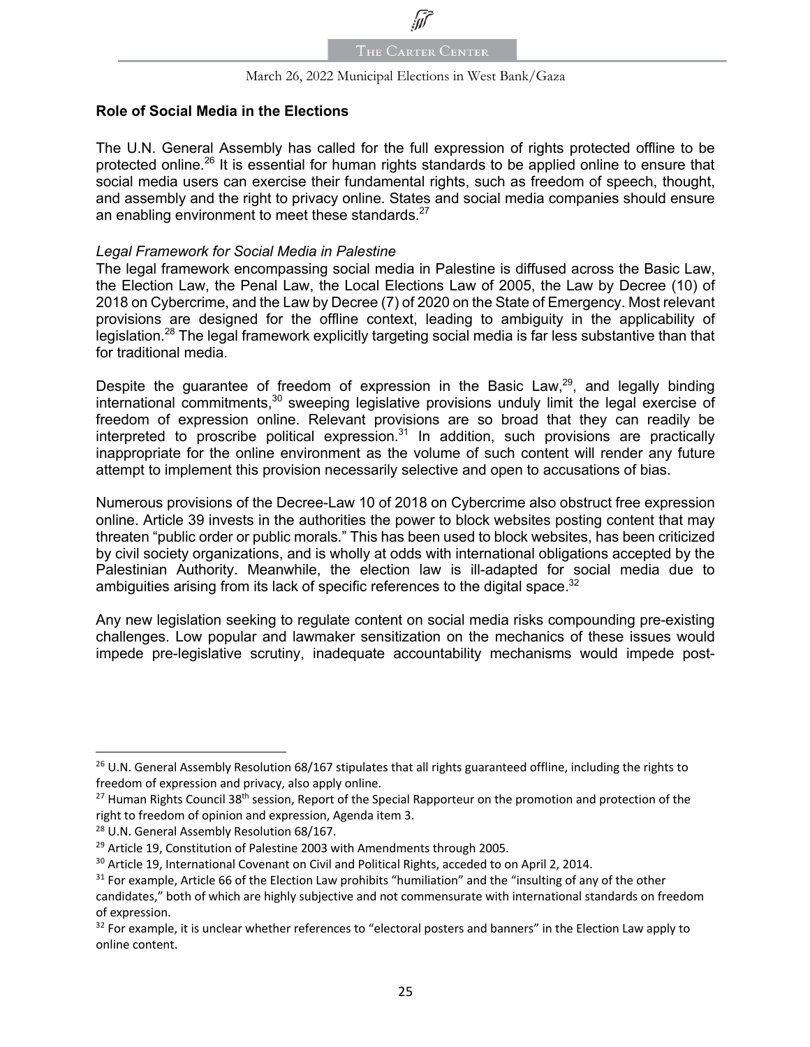**Role of Social Media in the Elections**

The U.N. General Assembly has called for the full expression of rights protected offline to be protected online.[26] It is essential for human rights standards to be applied online to ensure that social media users can exercise their fundamental rights, such as freedom of speech, thought, and assembly and the right to privacy online. States and social media companies should ensure an enabling environment to meet these standards.[27]

*Legal Framework for Social Media in Palestine*

The legal framework encompassing social media in Palestine is diffused across the Basic Law, the Election Law, the Penal Law, the Local Elections Law of 2005, the Law by Decree (10) of 2018 on Cybercrime, and the Law by Decree (7) of 2020 on the State of Emergency. Most relevant provisions are designed for the offline context, leading to ambiguity in the applicability of legislation.[28] The legal framework explicitly targeting social media is far less substantive than that for traditional media.

Despite the guarantee of freedom of expression in the Basic Law,[29], and legally binding international commitments,[30] sweeping legislative provisions unduly limit the legal exercise of freedom of expression online. Relevant provisions are so broad that they can readily be interpreted to proscribe political expression.[31] In addition, such provisions are practically inappropriate for the online environment as the volume of such content will render any future attempt to implement this provision necessarily selective and open to accusations of bias.

Numerous provisions of the Decree-Law 10 of 2018 on Cybercrime also obstruct free expression online. Article 39 invests in the authorities the power to block websites posting content that may threaten "public order or public morals." This has been used to block websites, has been criticized by civil society organizations, and is wholly at odds with international obligations accepted by the Palestinian Authority. Meanwhile, the election law is ill-adapted for social media due to ambiguities arising from its lack of specific references to the digital space.[32]

Any new legislation seeking to regulate content on social media risks compounding pre-existing challenges. Low popular and lawmaker sensitization on the mechanics of these issues would impede pre-legislative scrutiny, inadequate accountability mechanisms would impede post-

---

[26] U.N. General Assembly Resolution 68/167 stipulates that all rights guaranteed offline, including the rights to freedom of expression and privacy, also apply online.

[27] Human Rights Council 38th session, Report of the Special Rapporteur on the promotion and protection of the right to freedom of opinion and expression, Agenda item 3.

[28] U.N. General Assembly Resolution 68/167.

[29] Article 19, Constitution of Palestine 2003 with Amendments through 2005.

[30] Article 19, International Covenant on Civil and Political Rights, acceded to on April 2, 2014.

[31] For example, Article 66 of the Election Law prohibits "humiliation" and the "insulting of any of the other candidates," both of which are highly subjective and not commensurate with international standards on freedom of expression.

[32] For example, it is unclear whether references to "electoral posters and banners" in the Election Law apply to online content.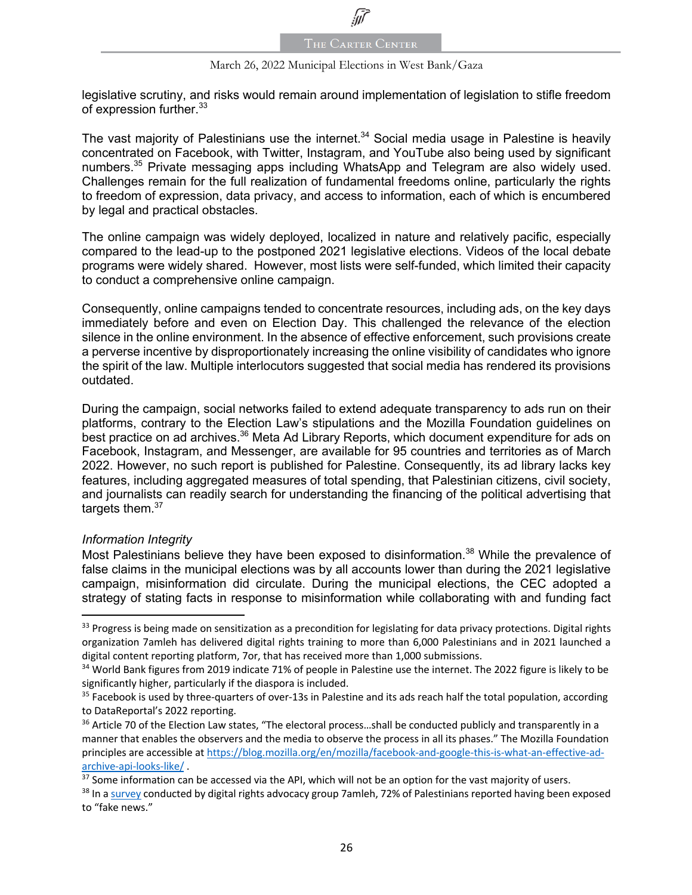legislative scrutiny, and risks would remain around implementation of legislation to stifle freedom of expression further.[33]

The vast majority of Palestinians use the internet.[34] Social media usage in Palestine is heavily concentrated on Facebook, with Twitter, Instagram, and YouTube also being used by significant numbers.[35] Private messaging apps including WhatsApp and Telegram are also widely used. Challenges remain for the full realization of fundamental freedoms online, particularly the rights to freedom of expression, data privacy, and access to information, each of which is encumbered by legal and practical obstacles.

The online campaign was widely deployed, localized in nature and relatively pacific, especially compared to the lead-up to the postponed 2021 legislative elections. Videos of the local debate programs were widely shared. However, most lists were self-funded, which limited their capacity to conduct a comprehensive online campaign.

Consequently, online campaigns tended to concentrate resources, including ads, on the key days immediately before and even on Election Day. This challenged the relevance of the election silence in the online environment. In the absence of effective enforcement, such provisions create a perverse incentive by disproportionately increasing the online visibility of candidates who ignore the spirit of the law. Multiple interlocutors suggested that social media has rendered its provisions outdated.

During the campaign, social networks failed to extend adequate transparency to ads run on their platforms, contrary to the Election Law's stipulations and the Mozilla Foundation guidelines on best practice on ad archives.[36] Meta Ad Library Reports, which document expenditure for ads on Facebook, Instagram, and Messenger, are available for 95 countries and territories as of March 2022. However, no such report is published for Palestine. Consequently, its ad library lacks key features, including aggregated measures of total spending, that Palestinian citizens, civil society, and journalists can readily search for understanding the financing of the political advertising that targets them.[37]

*Information Integrity*

Most Palestinians believe they have been exposed to disinformation.[38] While the prevalence of false claims in the municipal elections was by all accounts lower than during the 2021 legislative campaign, misinformation did circulate. During the municipal elections, the CEC adopted a strategy of stating facts in response to misinformation while collaborating with and funding fact

---

[33] Progress is being made on sensitization as a precondition for legislating for data privacy protections. Digital rights organization 7amleh has delivered digital rights training to more than 6,000 Palestinians and in 2021 launched a digital content reporting platform, 7or, that has received more than 1,000 submissions.

[34] World Bank figures from 2019 indicate 71% of people in Palestine use the internet. The 2022 figure is likely to be significantly higher, particularly if the diaspora is included.

[35] Facebook is used by three-quarters of over-13s in Palestine and its ads reach half the total population, according to DataReportal's 2022 reporting.

[36] Article 70 of the Election Law states, "The electoral process…shall be conducted publicly and transparently in a manner that enables the observers and the media to observe the process in all its phases." The Mozilla Foundation principles are accessible at https://blog.mozilla.org/en/mozilla/facebook-and-google-this-is-what-an-effective-ad-archive-api-looks-like/ .

[37] Some information can be accessed via the API, which will not be an option for the vast majority of users.

[38] In a survey conducted by digital rights advocacy group 7amleh, 72% of Palestinians reported having been exposed to "fake news."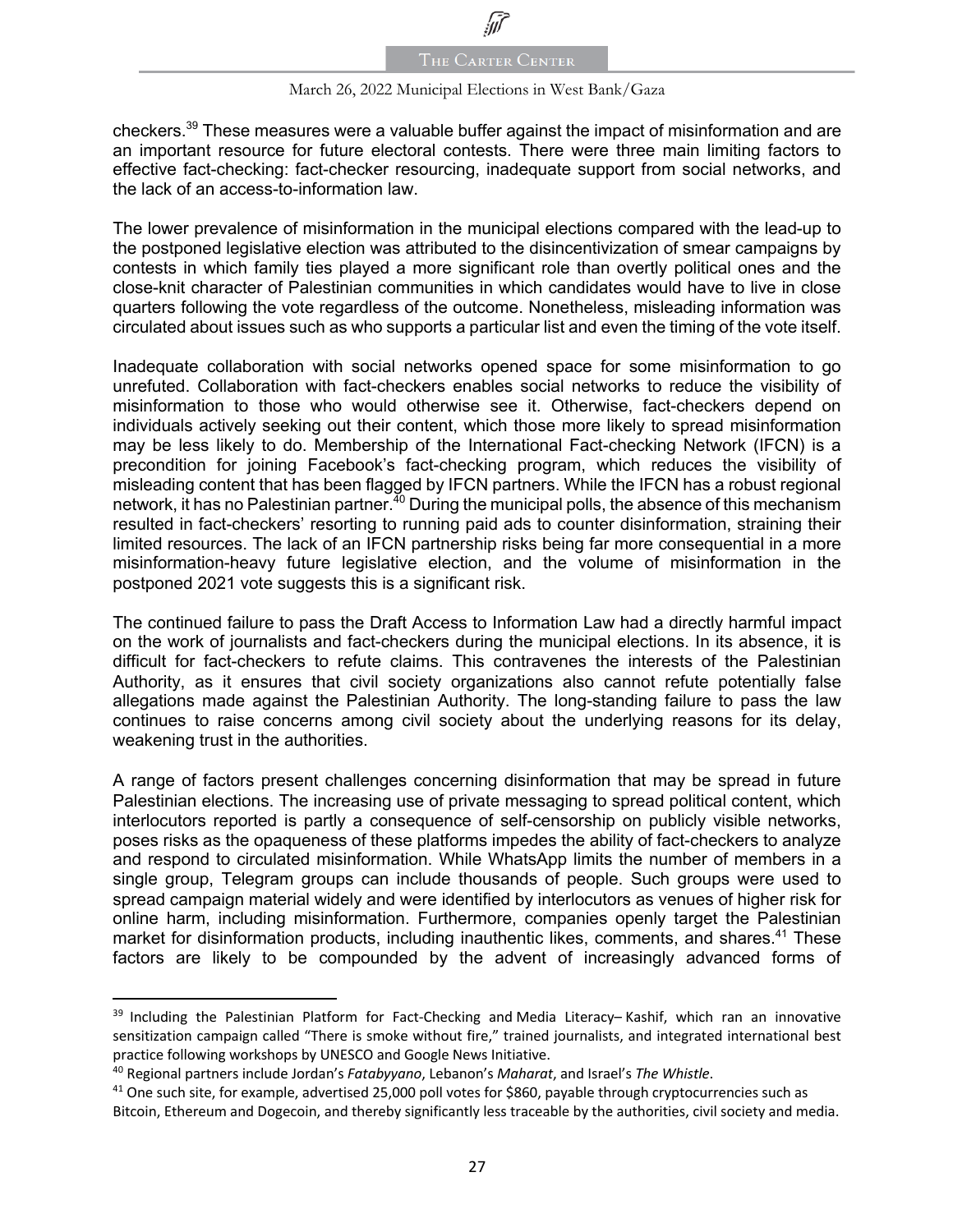checkers.[39] These measures were a valuable buffer against the impact of misinformation and are an important resource for future electoral contests. There were three main limiting factors to effective fact-checking: fact-checker resourcing, inadequate support from social networks, and the lack of an access-to-information law.

The lower prevalence of misinformation in the municipal elections compared with the lead-up to the postponed legislative election was attributed to the disincentivization of smear campaigns by contests in which family ties played a more significant role than overtly political ones and the close-knit character of Palestinian communities in which candidates would have to live in close quarters following the vote regardless of the outcome. Nonetheless, misleading information was circulated about issues such as who supports a particular list and even the timing of the vote itself.

Inadequate collaboration with social networks opened space for some misinformation to go unrefuted. Collaboration with fact-checkers enables social networks to reduce the visibility of misinformation to those who would otherwise see it. Otherwise, fact-checkers depend on individuals actively seeking out their content, which those more likely to spread misinformation may be less likely to do. Membership of the International Fact-checking Network (IFCN) is a precondition for joining Facebook's fact-checking program, which reduces the visibility of misleading content that has been flagged by IFCN partners. While the IFCN has a robust regional network, it has no Palestinian partner.[40] During the municipal polls, the absence of this mechanism resulted in fact-checkers' resorting to running paid ads to counter disinformation, straining their limited resources. The lack of an IFCN partnership risks being far more consequential in a more misinformation-heavy future legislative election, and the volume of misinformation in the postponed 2021 vote suggests this is a significant risk.

The continued failure to pass the Draft Access to Information Law had a directly harmful impact on the work of journalists and fact-checkers during the municipal elections. In its absence, it is difficult for fact-checkers to refute claims. This contravenes the interests of the Palestinian Authority, as it ensures that civil society organizations also cannot refute potentially false allegations made against the Palestinian Authority. The long-standing failure to pass the law continues to raise concerns among civil society about the underlying reasons for its delay, weakening trust in the authorities.

A range of factors present challenges concerning disinformation that may be spread in future Palestinian elections. The increasing use of private messaging to spread political content, which interlocutors reported is partly a consequence of self-censorship on publicly visible networks, poses risks as the opaqueness of these platforms impedes the ability of fact-checkers to analyze and respond to circulated misinformation. While WhatsApp limits the number of members in a single group, Telegram groups can include thousands of people. Such groups were used to spread campaign material widely and were identified by interlocutors as venues of higher risk for online harm, including misinformation. Furthermore, companies openly target the Palestinian market for disinformation products, including inauthentic likes, comments, and shares.[41] These factors are likely to be compounded by the advent of increasingly advanced forms of

---

[39] Including the Palestinian Platform for Fact-Checking and Media Literacy– Kashif, which ran an innovative sensitization campaign called "There is smoke without fire," trained journalists, and integrated international best practice following workshops by UNESCO and Google News Initiative.

[40] Regional partners include Jordan's *Fatabyyano*, Lebanon's *Maharat*, and Israel's *The Whistle*.

[41] One such site, for example, advertised 25,000 poll votes for $860, payable through cryptocurrencies such as Bitcoin, Ethereum and Dogecoin, and thereby significantly less traceable by the authorities, civil society and media.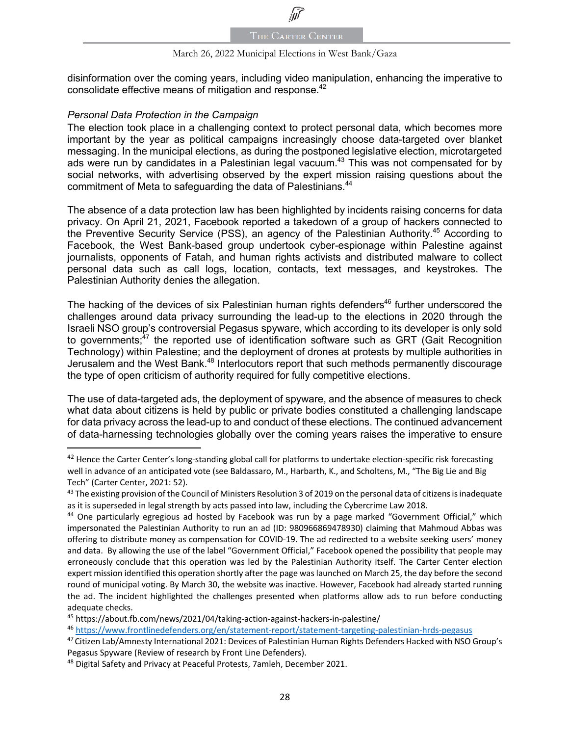disinformation over the coming years, including video manipulation, enhancing the imperative to consolidate effective means of mitigation and response.[42]

*Personal Data Protection in the Campaign*

The election took place in a challenging context to protect personal data, which becomes more important by the year as political campaigns increasingly choose data-targeted over blanket messaging. In the municipal elections, as during the postponed legislative election, microtargeted ads were run by candidates in a Palestinian legal vacuum.[43] This was not compensated for by social networks, with advertising observed by the expert mission raising questions about the commitment of Meta to safeguarding the data of Palestinians.[44]

The absence of a data protection law has been highlighted by incidents raising concerns for data privacy. On April 21, 2021, Facebook reported a takedown of a group of hackers connected to the Preventive Security Service (PSS), an agency of the Palestinian Authority.[45] According to Facebook, the West Bank-based group undertook cyber-espionage within Palestine against journalists, opponents of Fatah, and human rights activists and distributed malware to collect personal data such as call logs, location, contacts, text messages, and keystrokes. The Palestinian Authority denies the allegation.

The hacking of the devices of six Palestinian human rights defenders[46] further underscored the challenges around data privacy surrounding the lead-up to the elections in 2020 through the Israeli NSO group's controversial Pegasus spyware, which according to its developer is only sold to governments;[47] the reported use of identification software such as GRT (Gait Recognition Technology) within Palestine; and the deployment of drones at protests by multiple authorities in Jerusalem and the West Bank.[48] Interlocutors report that such methods permanently discourage the type of open criticism of authority required for fully competitive elections.

The use of data-targeted ads, the deployment of spyware, and the absence of measures to check what data about citizens is held by public or private bodies constituted a challenging landscape for data privacy across the lead-up to and conduct of these elections. The continued advancement of data-harnessing technologies globally over the coming years raises the imperative to ensure

---

[42] Hence the Carter Center's long-standing global call for platforms to undertake election-specific risk forecasting well in advance of an anticipated vote (see Baldassaro, M., Harbarth, K., and Scholtens, M., "The Big Lie and Big Tech" (Carter Center, 2021: 52).

[43] The existing provision of the Council of Ministers Resolution 3 of 2019 on the personal data of citizens is inadequate as it is superseded in legal strength by acts passed into law, including the Cybercrime Law 2018.

[44] One particularly egregious ad hosted by Facebook was run by a page marked "Government Official," which impersonated the Palestinian Authority to run an ad (ID: 980966869478930) claiming that Mahmoud Abbas was offering to distribute money as compensation for COVID-19. The ad redirected to a website seeking users' money and data. By allowing the use of the label "Government Official," Facebook opened the possibility that people may erroneously conclude that this operation was led by the Palestinian Authority itself. The Carter Center election expert mission identified this operation shortly after the page was launched on March 25, the day before the second round of municipal voting. By March 30, the website was inactive. However, Facebook had already started running the ad. The incident highlighted the challenges presented when platforms allow ads to run before conducting adequate checks.

[45] https://about.fb.com/news/2021/04/taking-action-against-hackers-in-palestine/

[46] https://www.frontlinedefenders.org/en/statement-report/statement-targeting-palestinian-hrds-pegasus

[47] Citizen Lab/Amnesty International 2021: Devices of Palestinian Human Rights Defenders Hacked with NSO Group's Pegasus Spyware (Review of research by Front Line Defenders).

[48] Digital Safety and Privacy at Peaceful Protests, 7amleh, December 2021.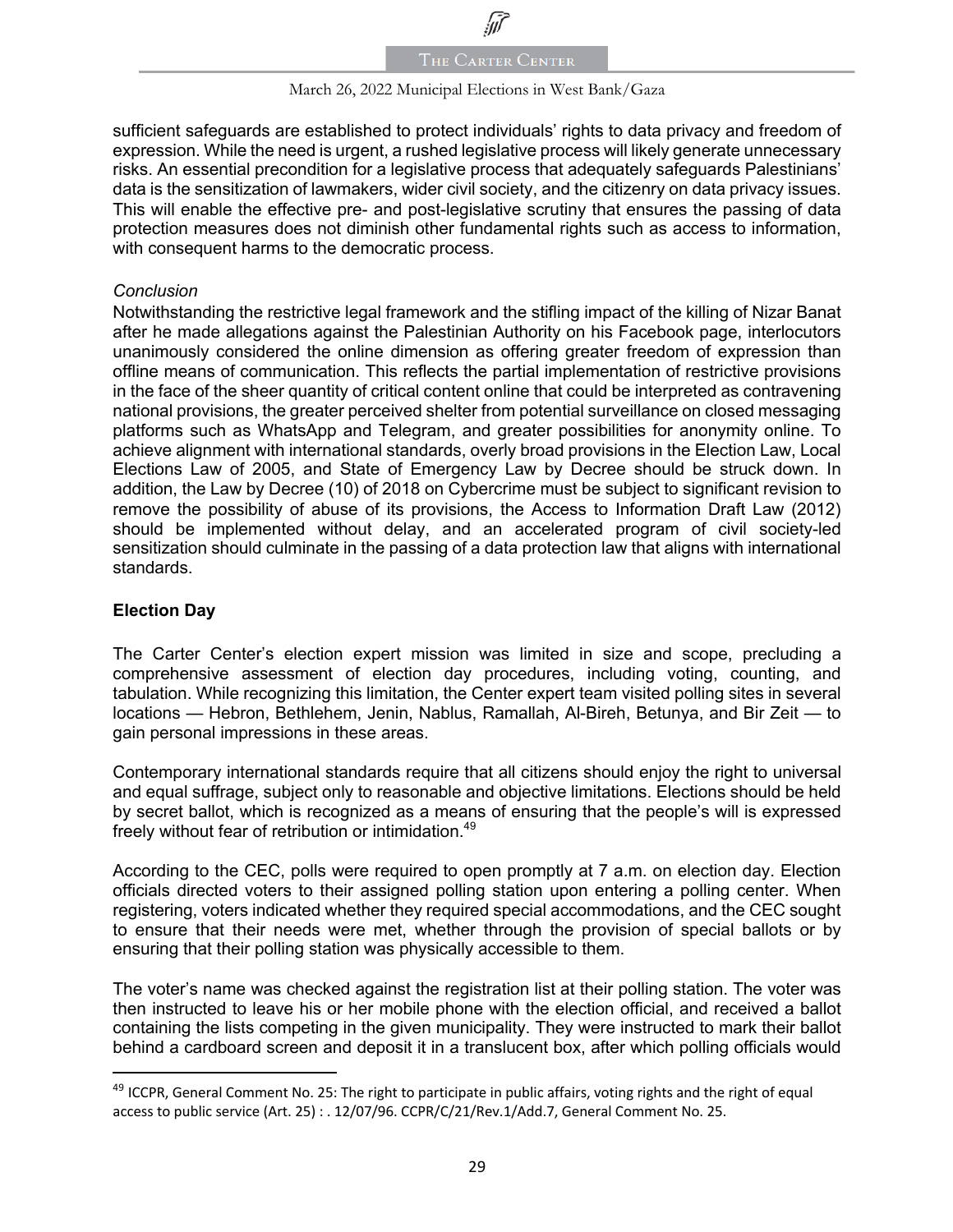sufficient safeguards are established to protect individuals' rights to data privacy and freedom of expression. While the need is urgent, a rushed legislative process will likely generate unnecessary risks. An essential precondition for a legislative process that adequately safeguards Palestinians' data is the sensitization of lawmakers, wider civil society, and the citizenry on data privacy issues. This will enable the effective pre- and post-legislative scrutiny that ensures the passing of data protection measures does not diminish other fundamental rights such as access to information, with consequent harms to the democratic process.

*Conclusion*

Notwithstanding the restrictive legal framework and the stifling impact of the killing of Nizar Banat after he made allegations against the Palestinian Authority on his Facebook page, interlocutors unanimously considered the online dimension as offering greater freedom of expression than offline means of communication. This reflects the partial implementation of restrictive provisions in the face of the sheer quantity of critical content online that could be interpreted as contravening national provisions, the greater perceived shelter from potential surveillance on closed messaging platforms such as WhatsApp and Telegram, and greater possibilities for anonymity online. To achieve alignment with international standards, overly broad provisions in the Election Law, Local Elections Law of 2005, and State of Emergency Law by Decree should be struck down. In addition, the Law by Decree (10) of 2018 on Cybercrime must be subject to significant revision to remove the possibility of abuse of its provisions, the Access to Information Draft Law (2012) should be implemented without delay, and an accelerated program of civil society-led sensitization should culminate in the passing of a data protection law that aligns with international standards.

## Election Day

The Carter Center's election expert mission was limited in size and scope, precluding a comprehensive assessment of election day procedures, including voting, counting, and tabulation. While recognizing this limitation, the Center expert team visited polling sites in several locations — Hebron, Bethlehem, Jenin, Nablus, Ramallah, Al-Bireh, Betunya, and Bir Zeit — to gain personal impressions in these areas.

Contemporary international standards require that all citizens should enjoy the right to universal and equal suffrage, subject only to reasonable and objective limitations. Elections should be held by secret ballot, which is recognized as a means of ensuring that the people's will is expressed freely without fear of retribution or intimidation.[49]

According to the CEC, polls were required to open promptly at 7 a.m. on election day. Election officials directed voters to their assigned polling station upon entering a polling center. When registering, voters indicated whether they required special accommodations, and the CEC sought to ensure that their needs were met, whether through the provision of special ballots or by ensuring that their polling station was physically accessible to them.

The voter's name was checked against the registration list at their polling station. The voter was then instructed to leave his or her mobile phone with the election official, and received a ballot containing the lists competing in the given municipality. They were instructed to mark their ballot behind a cardboard screen and deposit it in a translucent box, after which polling officials would

---

[49] ICCPR, General Comment No. 25: The right to participate in public affairs, voting rights and the right of equal access to public service (Art. 25) : . 12/07/96. CCPR/C/21/Rev.1/Add.7, General Comment No. 25.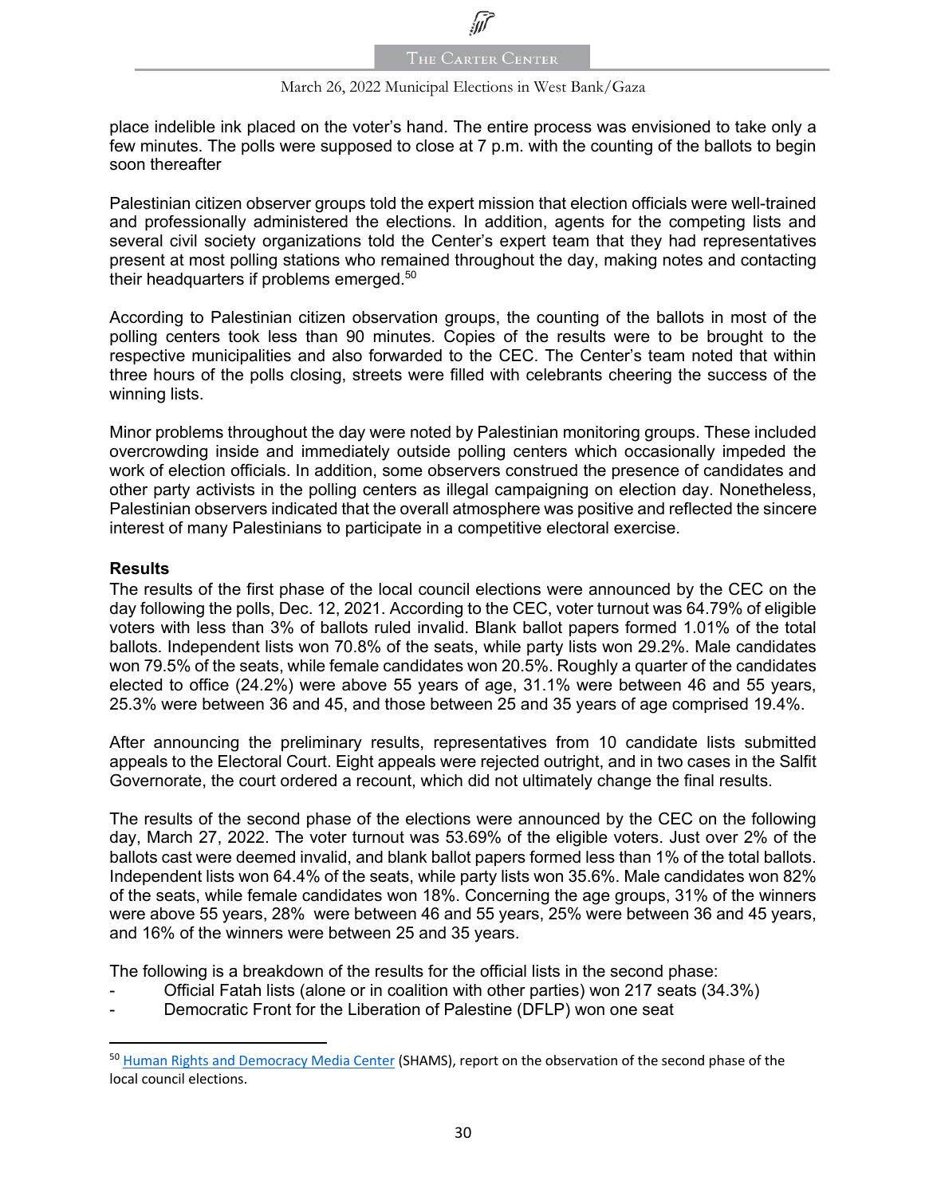place indelible ink placed on the voter's hand. The entire process was envisioned to take only a few minutes. The polls were supposed to close at 7 p.m. with the counting of the ballots to begin soon thereafter

Palestinian citizen observer groups told the expert mission that election officials were well-trained and professionally administered the elections. In addition, agents for the competing lists and several civil society organizations told the Center's expert team that they had representatives present at most polling stations who remained throughout the day, making notes and contacting their headquarters if problems emerged.[50]

According to Palestinian citizen observation groups, the counting of the ballots in most of the polling centers took less than 90 minutes. Copies of the results were to be brought to the respective municipalities and also forwarded to the CEC. The Center's team noted that within three hours of the polls closing, streets were filled with celebrants cheering the success of the winning lists.

Minor problems throughout the day were noted by Palestinian monitoring groups. These included overcrowding inside and immediately outside polling centers which occasionally impeded the work of election officials. In addition, some observers construed the presence of candidates and other party activists in the polling centers as illegal campaigning on election day. Nonetheless, Palestinian observers indicated that the overall atmosphere was positive and reflected the sincere interest of many Palestinians to participate in a competitive electoral exercise.

**Results**

The results of the first phase of the local council elections were announced by the CEC on the day following the polls, Dec. 12, 2021. According to the CEC, voter turnout was 64.79% of eligible voters with less than 3% of ballots ruled invalid. Blank ballot papers formed 1.01% of the total ballots. Independent lists won 70.8% of the seats, while party lists won 29.2%. Male candidates won 79.5% of the seats, while female candidates won 20.5%. Roughly a quarter of the candidates elected to office (24.2%) were above 55 years of age, 31.1% were between 46 and 55 years, 25.3% were between 36 and 45, and those between 25 and 35 years of age comprised 19.4%.

After announcing the preliminary results, representatives from 10 candidate lists submitted appeals to the Electoral Court. Eight appeals were rejected outright, and in two cases in the Salfit Governorate, the court ordered a recount, which did not ultimately change the final results.

The results of the second phase of the elections were announced by the CEC on the following day, March 27, 2022. The voter turnout was 53.69% of the eligible voters. Just over 2% of the ballots cast were deemed invalid, and blank ballot papers formed less than 1% of the total ballots. Independent lists won 64.4% of the seats, while party lists won 35.6%. Male candidates won 82% of the seats, while female candidates won 18%. Concerning the age groups, 31% of the winners were above 55 years, 28% were between 46 and 55 years, 25% were between 36 and 45 years, and 16% of the winners were between 25 and 35 years.

The following is a breakdown of the results for the official lists in the second phase:

- Official Fatah lists (alone or in coalition with other parties) won 217 seats (34.3%)
- Democratic Front for the Liberation of Palestine (DFLP) won one seat

[50] Human Rights and Democracy Media Center (SHAMS), report on the observation of the second phase of the local council elections.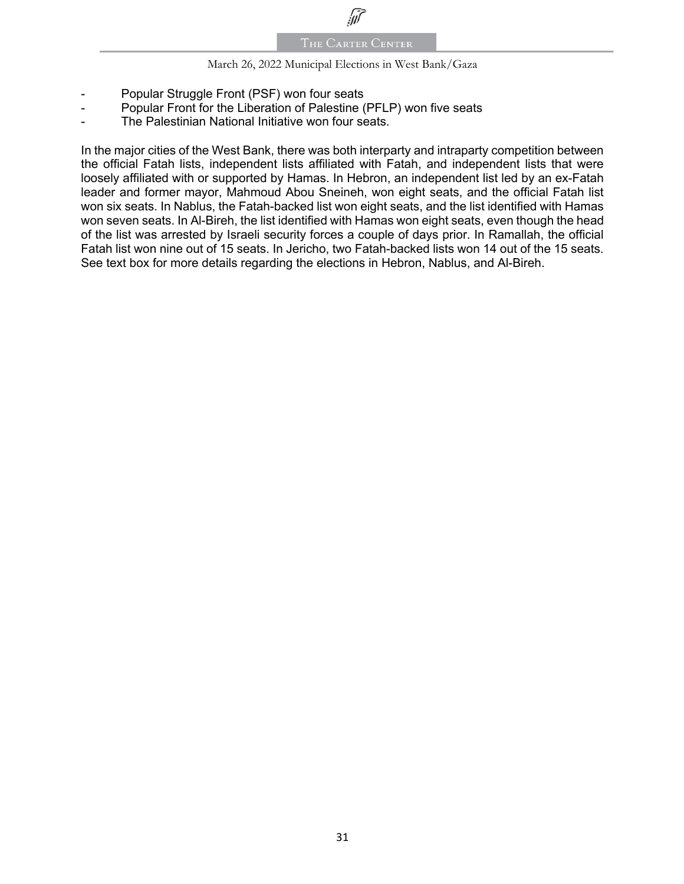- Popular Struggle Front (PSF) won four seats
- Popular Front for the Liberation of Palestine (PFLP) won five seats
- The Palestinian National Initiative won four seats.

In the major cities of the West Bank, there was both interparty and intraparty competition between the official Fatah lists, independent lists affiliated with Fatah, and independent lists that were loosely affiliated with or supported by Hamas. In Hebron, an independent list led by an ex-Fatah leader and former mayor, Mahmoud Abou Sneineh, won eight seats, and the official Fatah list won six seats. In Nablus, the Fatah-backed list won eight seats, and the list identified with Hamas won seven seats. In Al-Bireh, the list identified with Hamas won eight seats, even though the head of the list was arrested by Israeli security forces a couple of days prior. In Ramallah, the official Fatah list won nine out of 15 seats. In Jericho, two Fatah-backed lists won 14 out of the 15 seats. See text box for more details regarding the elections in Hebron, Nablus, and Al-Bireh.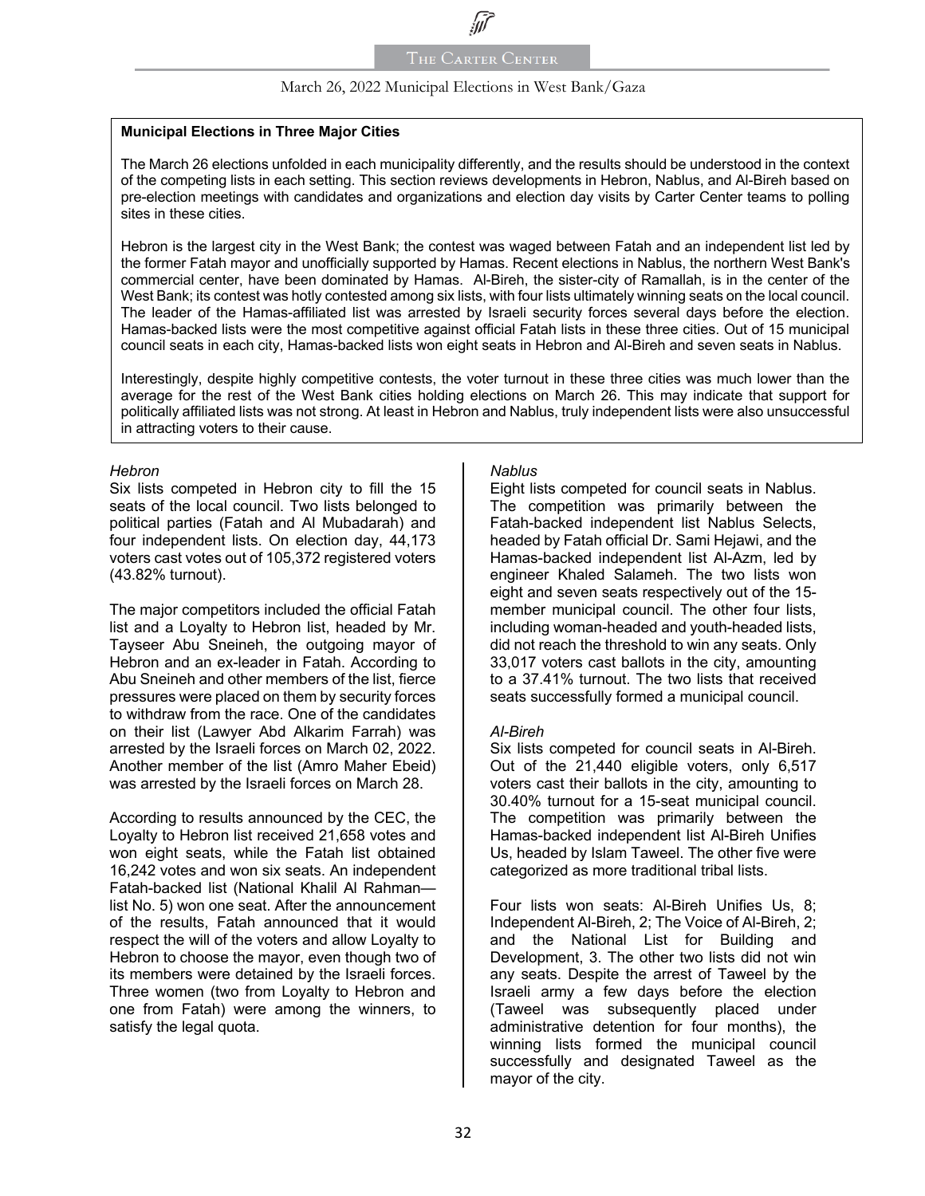**Municipal Elections in Three Major Cities**

The March 26 elections unfolded in each municipality differently, and the results should be understood in the context of the competing lists in each setting. This section reviews developments in Hebron, Nablus, and Al-Bireh based on pre-election meetings with candidates and organizations and election day visits by Carter Center teams to polling sites in these cities.

Hebron is the largest city in the West Bank; the contest was waged between Fatah and an independent list led by the former Fatah mayor and unofficially supported by Hamas. Recent elections in Nablus, the northern West Bank's commercial center, have been dominated by Hamas. Al-Bireh, the sister-city of Ramallah, is in the center of the West Bank; its contest was hotly contested among six lists, with four lists ultimately winning seats on the local council. The leader of the Hamas-affiliated list was arrested by Israeli security forces several days before the election. Hamas-backed lists were the most competitive against official Fatah lists in these three cities. Out of 15 municipal council seats in each city, Hamas-backed lists won eight seats in Hebron and Al-Bireh and seven seats in Nablus.

Interestingly, despite highly competitive contests, the voter turnout in these three cities was much lower than the average for the rest of the West Bank cities holding elections on March 26. This may indicate that support for politically affiliated lists was not strong. At least in Hebron and Nablus, truly independent lists were also unsuccessful in attracting voters to their cause.

*Hebron*

Six lists competed in Hebron city to fill the 15 seats of the local council. Two lists belonged to political parties (Fatah and Al Mubadarah) and four independent lists. On election day, 44,173 voters cast votes out of 105,372 registered voters (43.82% turnout).

The major competitors included the official Fatah list and a Loyalty to Hebron list, headed by Mr. Tayseer Abu Sneineh, the outgoing mayor of Hebron and an ex-leader in Fatah. According to Abu Sneineh and other members of the list, fierce pressures were placed on them by security forces to withdraw from the race. One of the candidates on their list (Lawyer Abd Alkarim Farrah) was arrested by the Israeli forces on March 02, 2022. Another member of the list (Amro Maher Ebeid) was arrested by the Israeli forces on March 28.

According to results announced by the CEC, the Loyalty to Hebron list received 21,658 votes and won eight seats, while the Fatah list obtained 16,242 votes and won six seats. An independent Fatah-backed list (National Khalil Al Rahman—list No. 5) won one seat. After the announcement of the results, Fatah announced that it would respect the will of the voters and allow Loyalty to Hebron to choose the mayor, even though two of its members were detained by the Israeli forces. Three women (two from Loyalty to Hebron and one from Fatah) were among the winners, to satisfy the legal quota.

*Nablus*

Eight lists competed for council seats in Nablus. The competition was primarily between the Fatah-backed independent list Nablus Selects, headed by Fatah official Dr. Sami Hejawi, and the Hamas-backed independent list Al-Azm, led by engineer Khaled Salameh. The two lists won eight and seven seats respectively out of the 15-member municipal council. The other four lists, including woman-headed and youth-headed lists, did not reach the threshold to win any seats. Only 33,017 voters cast ballots in the city, amounting to a 37.41% turnout. The two lists that received seats successfully formed a municipal council.

*Al-Bireh*

Six lists competed for council seats in Al-Bireh. Out of the 21,440 eligible voters, only 6,517 voters cast their ballots in the city, amounting to 30.40% turnout for a 15-seat municipal council. The competition was primarily between the Hamas-backed independent list Al-Bireh Unifies Us, headed by Islam Taweel. The other five were categorized as more traditional tribal lists.

Four lists won seats: Al-Bireh Unifies Us, 8; Independent Al-Bireh, 2; The Voice of Al-Bireh, 2; and the National List for Building and Development, 3. The other two lists did not win any seats. Despite the arrest of Taweel by the Israeli army a few days before the election (Taweel was subsequently placed under administrative detention for four months), the winning lists formed the municipal council successfully and designated Taweel as the mayor of the city.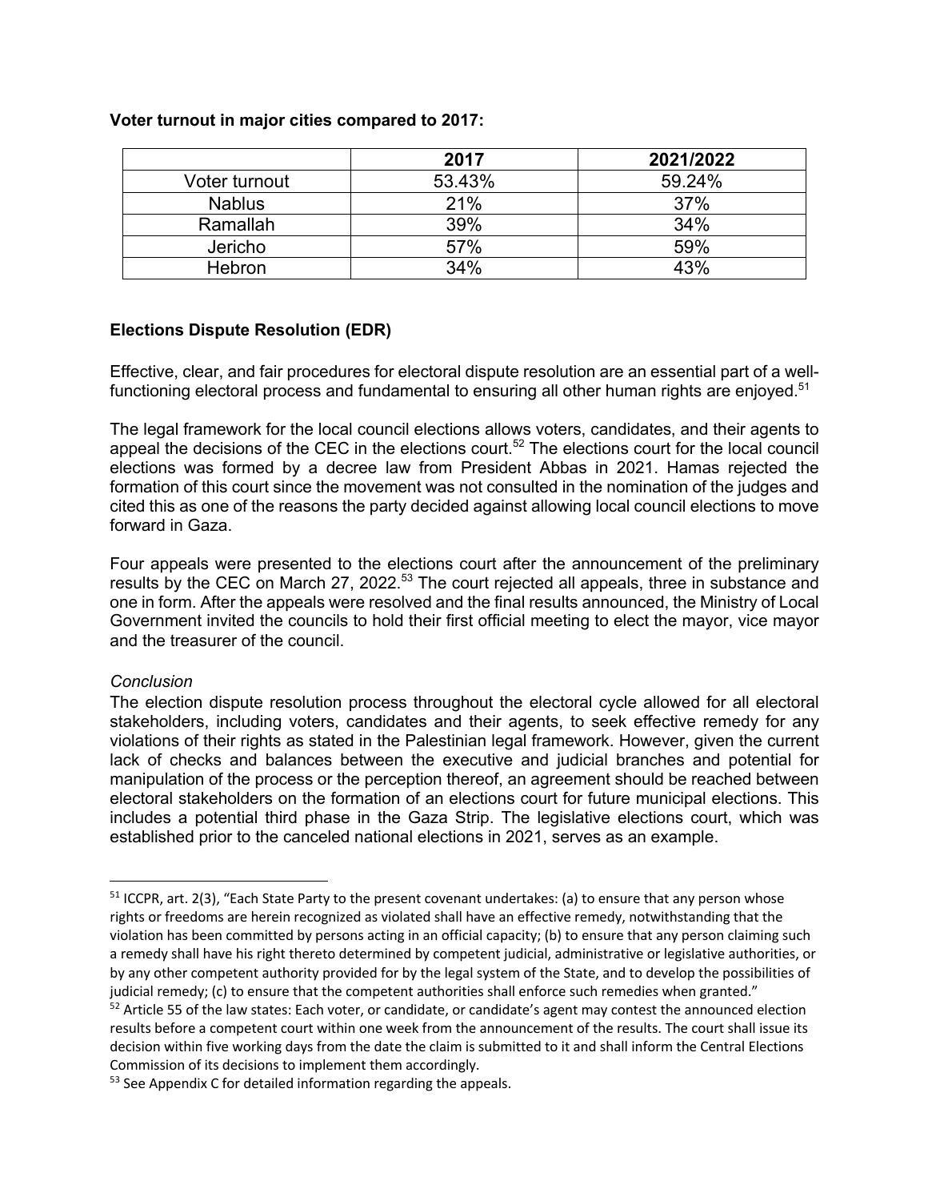**Voter turnout in major cities compared to 2017:**

| | 2017 | 2021/2022 |
|---|---|---|
| Voter turnout | 53.43% | 59.24% |
| Nablus | 21% | 37% |
| Ramallah | 39% | 34% |
| Jericho | 57% | 59% |
| Hebron | 34% | 43% |

**Elections Dispute Resolution (EDR)**

Effective, clear, and fair procedures for electoral dispute resolution are an essential part of a well-functioning electoral process and fundamental to ensuring all other human rights are enjoyed.[51]

The legal framework for the local council elections allows voters, candidates, and their agents to appeal the decisions of the CEC in the elections court.[52] The elections court for the local council elections was formed by a decree law from President Abbas in 2021. Hamas rejected the formation of this court since the movement was not consulted in the nomination of the judges and cited this as one of the reasons the party decided against allowing local council elections to move forward in Gaza.

Four appeals were presented to the elections court after the announcement of the preliminary results by the CEC on March 27, 2022.[53] The court rejected all appeals, three in substance and one in form. After the appeals were resolved and the final results announced, the Ministry of Local Government invited the councils to hold their first official meeting to elect the mayor, vice mayor and the treasurer of the council.

*Conclusion*

The election dispute resolution process throughout the electoral cycle allowed for all electoral stakeholders, including voters, candidates and their agents, to seek effective remedy for any violations of their rights as stated in the Palestinian legal framework. However, given the current lack of checks and balances between the executive and judicial branches and potential for manipulation of the process or the perception thereof, an agreement should be reached between electoral stakeholders on the formation of an elections court for future municipal elections. This includes a potential third phase in the Gaza Strip. The legislative elections court, which was established prior to the canceled national elections in 2021, serves as an example.

---

[51] ICCPR, art. 2(3), "Each State Party to the present covenant undertakes: (a) to ensure that any person whose rights or freedoms are herein recognized as violated shall have an effective remedy, notwithstanding that the violation has been committed by persons acting in an official capacity; (b) to ensure that any person claiming such a remedy shall have his right thereto determined by competent judicial, administrative or legislative authorities, or by any other competent authority provided for by the legal system of the State, and to develop the possibilities of judicial remedy; (c) to ensure that the competent authorities shall enforce such remedies when granted."

[52] Article 55 of the law states: Each voter, or candidate, or candidate's agent may contest the announced election results before a competent court within one week from the announcement of the results. The court shall issue its decision within five working days from the date the claim is submitted to it and shall inform the Central Elections Commission of its decisions to implement them accordingly.

[53] See Appendix C for detailed information regarding the appeals.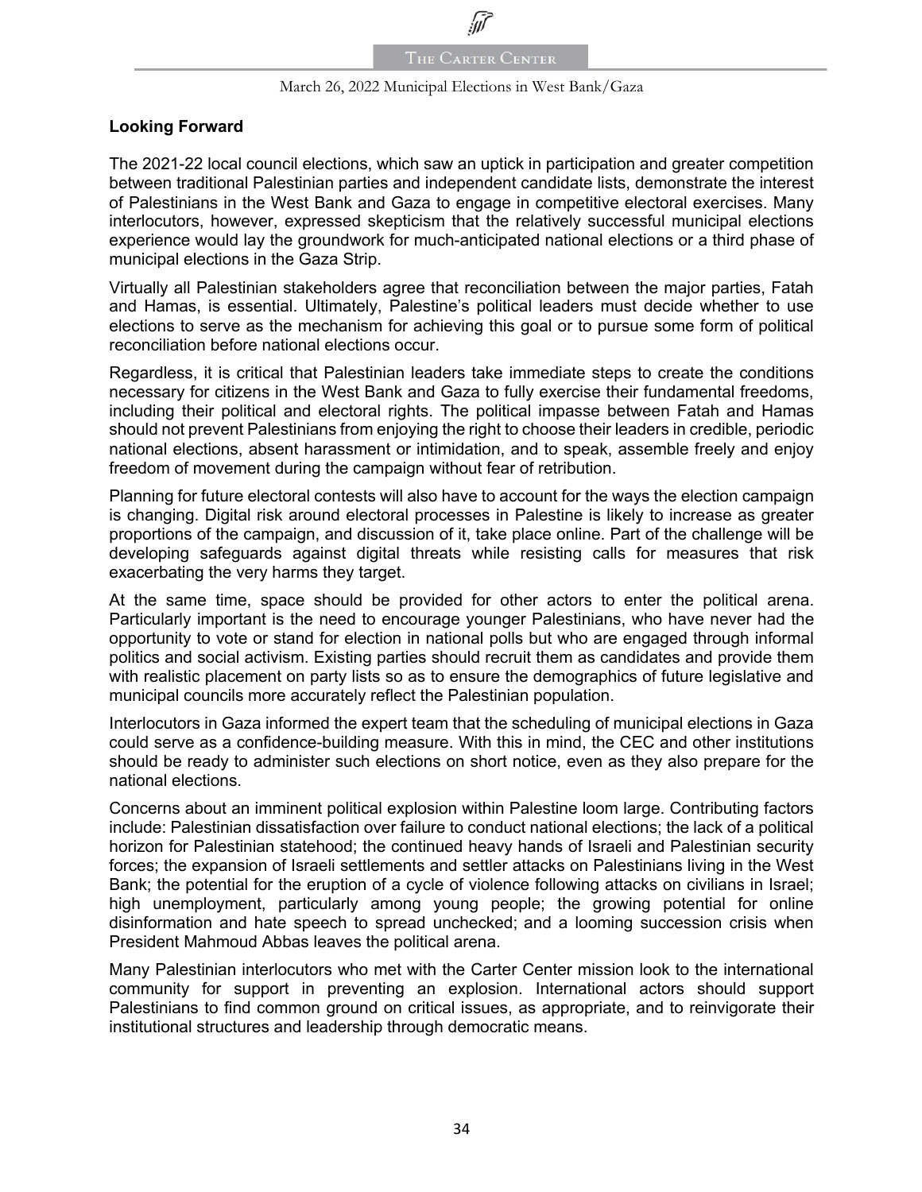## Looking Forward

The 2021-22 local council elections, which saw an uptick in participation and greater competition between traditional Palestinian parties and independent candidate lists, demonstrate the interest of Palestinians in the West Bank and Gaza to engage in competitive electoral exercises. Many interlocutors, however, expressed skepticism that the relatively successful municipal elections experience would lay the groundwork for much-anticipated national elections or a third phase of municipal elections in the Gaza Strip.

Virtually all Palestinian stakeholders agree that reconciliation between the major parties, Fatah and Hamas, is essential. Ultimately, Palestine's political leaders must decide whether to use elections to serve as the mechanism for achieving this goal or to pursue some form of political reconciliation before national elections occur.

Regardless, it is critical that Palestinian leaders take immediate steps to create the conditions necessary for citizens in the West Bank and Gaza to fully exercise their fundamental freedoms, including their political and electoral rights. The political impasse between Fatah and Hamas should not prevent Palestinians from enjoying the right to choose their leaders in credible, periodic national elections, absent harassment or intimidation, and to speak, assemble freely and enjoy freedom of movement during the campaign without fear of retribution.

Planning for future electoral contests will also have to account for the ways the election campaign is changing. Digital risk around electoral processes in Palestine is likely to increase as greater proportions of the campaign, and discussion of it, take place online. Part of the challenge will be developing safeguards against digital threats while resisting calls for measures that risk exacerbating the very harms they target.

At the same time, space should be provided for other actors to enter the political arena. Particularly important is the need to encourage younger Palestinians, who have never had the opportunity to vote or stand for election in national polls but who are engaged through informal politics and social activism. Existing parties should recruit them as candidates and provide them with realistic placement on party lists so as to ensure the demographics of future legislative and municipal councils more accurately reflect the Palestinian population.

Interlocutors in Gaza informed the expert team that the scheduling of municipal elections in Gaza could serve as a confidence-building measure. With this in mind, the CEC and other institutions should be ready to administer such elections on short notice, even as they also prepare for the national elections.

Concerns about an imminent political explosion within Palestine loom large. Contributing factors include: Palestinian dissatisfaction over failure to conduct national elections; the lack of a political horizon for Palestinian statehood; the continued heavy hands of Israeli and Palestinian security forces; the expansion of Israeli settlements and settler attacks on Palestinians living in the West Bank; the potential for the eruption of a cycle of violence following attacks on civilians in Israel; high unemployment, particularly among young people; the growing potential for online disinformation and hate speech to spread unchecked; and a looming succession crisis when President Mahmoud Abbas leaves the political arena.

Many Palestinian interlocutors who met with the Carter Center mission look to the international community for support in preventing an explosion. International actors should support Palestinians to find common ground on critical issues, as appropriate, and to reinvigorate their institutional structures and leadership through democratic means.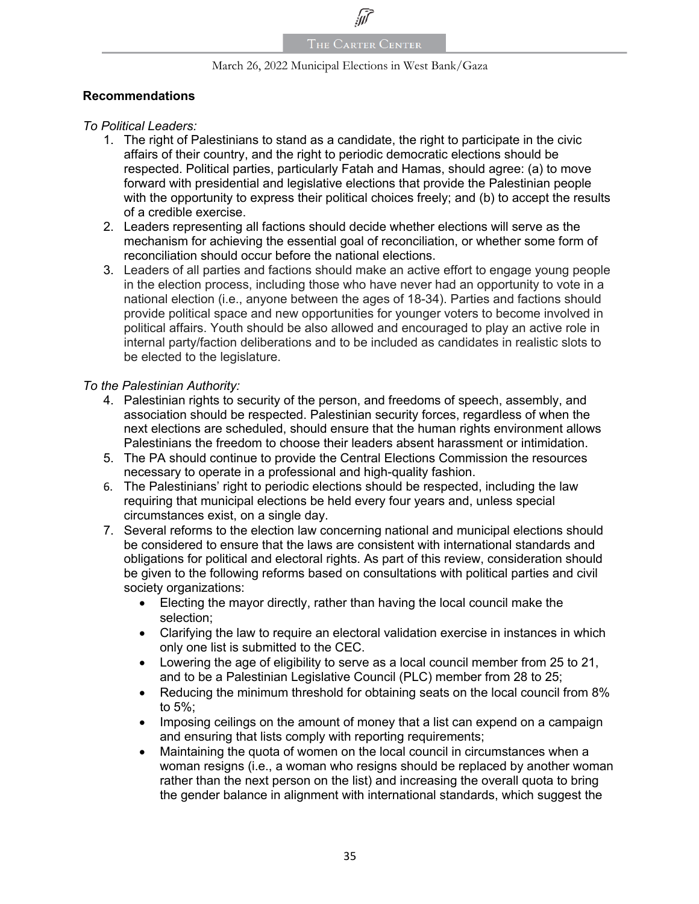**Recommendations**

*To Political Leaders:*

1. The right of Palestinians to stand as a candidate, the right to participate in the civic affairs of their country, and the right to periodic democratic elections should be respected. Political parties, particularly Fatah and Hamas, should agree: (a) to move forward with presidential and legislative elections that provide the Palestinian people with the opportunity to express their political choices freely; and (b) to accept the results of a credible exercise.
2. Leaders representing all factions should decide whether elections will serve as the mechanism for achieving the essential goal of reconciliation, or whether some form of reconciliation should occur before the national elections.
3. Leaders of all parties and factions should make an active effort to engage young people in the election process, including those who have never had an opportunity to vote in a national election (i.e., anyone between the ages of 18-34). Parties and factions should provide political space and new opportunities for younger voters to become involved in political affairs. Youth should be also allowed and encouraged to play an active role in internal party/faction deliberations and to be included as candidates in realistic slots to be elected to the legislature.

*To the Palestinian Authority:*

4. Palestinian rights to security of the person, and freedoms of speech, assembly, and association should be respected. Palestinian security forces, regardless of when the next elections are scheduled, should ensure that the human rights environment allows Palestinians the freedom to choose their leaders absent harassment or intimidation.
5. The PA should continue to provide the Central Elections Commission the resources necessary to operate in a professional and high-quality fashion.
6. The Palestinians' right to periodic elections should be respected, including the law requiring that municipal elections be held every four years and, unless special circumstances exist, on a single day.
7. Several reforms to the election law concerning national and municipal elections should be considered to ensure that the laws are consistent with international standards and obligations for political and electoral rights. As part of this review, consideration should be given to the following reforms based on consultations with political parties and civil society organizations:
   - Electing the mayor directly, rather than having the local council make the selection;
   - Clarifying the law to require an electoral validation exercise in instances in which only one list is submitted to the CEC.
   - Lowering the age of eligibility to serve as a local council member from 25 to 21, and to be a Palestinian Legislative Council (PLC) member from 28 to 25;
   - Reducing the minimum threshold for obtaining seats on the local council from 8% to 5%;
   - Imposing ceilings on the amount of money that a list can expend on a campaign and ensuring that lists comply with reporting requirements;
   - Maintaining the quota of women on the local council in circumstances when a woman resigns (i.e., a woman who resigns should be replaced by another woman rather than the next person on the list) and increasing the overall quota to bring the gender balance in alignment with international standards, which suggest the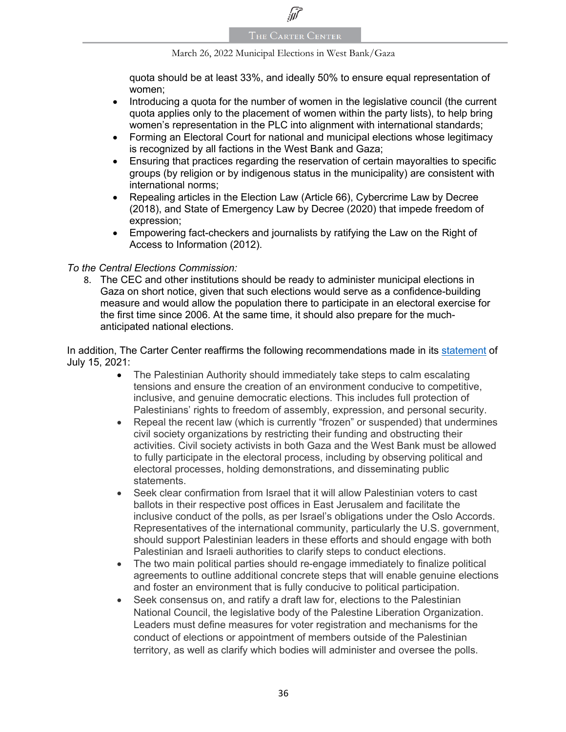quota should be at least 33%, and ideally 50% to ensure equal representation of women;

- Introducing a quota for the number of women in the legislative council (the current quota applies only to the placement of women within the party lists), to help bring women's representation in the PLC into alignment with international standards;
- Forming an Electoral Court for national and municipal elections whose legitimacy is recognized by all factions in the West Bank and Gaza;
- Ensuring that practices regarding the reservation of certain mayoralties to specific groups (by religion or by indigenous status in the municipality) are consistent with international norms;
- Repealing articles in the Election Law (Article 66), Cybercrime Law by Decree (2018), and State of Emergency Law by Decree (2020) that impede freedom of expression;
- Empowering fact-checkers and journalists by ratifying the Law on the Right of Access to Information (2012).

*To the Central Elections Commission:*

8. The CEC and other institutions should be ready to administer municipal elections in Gaza on short notice, given that such elections would serve as a confidence-building measure and would allow the population there to participate in an electoral exercise for the first time since 2006. At the same time, it should also prepare for the much-anticipated national elections.

In addition, The Carter Center reaffirms the following recommendations made in its statement of July 15, 2021:

- The Palestinian Authority should immediately take steps to calm escalating tensions and ensure the creation of an environment conducive to competitive, inclusive, and genuine democratic elections. This includes full protection of Palestinians' rights to freedom of assembly, expression, and personal security.
- Repeal the recent law (which is currently "frozen" or suspended) that undermines civil society organizations by restricting their funding and obstructing their activities. Civil society activists in both Gaza and the West Bank must be allowed to fully participate in the electoral process, including by observing political and electoral processes, holding demonstrations, and disseminating public statements.
- Seek clear confirmation from Israel that it will allow Palestinian voters to cast ballots in their respective post offices in East Jerusalem and facilitate the inclusive conduct of the polls, as per Israel's obligations under the Oslo Accords. Representatives of the international community, particularly the U.S. government, should support Palestinian leaders in these efforts and should engage with both Palestinian and Israeli authorities to clarify steps to conduct elections.
- The two main political parties should re-engage immediately to finalize political agreements to outline additional concrete steps that will enable genuine elections and foster an environment that is fully conducive to political participation.
- Seek consensus on, and ratify a draft law for, elections to the Palestinian National Council, the legislative body of the Palestine Liberation Organization. Leaders must define measures for voter registration and mechanisms for the conduct of elections or appointment of members outside of the Palestinian territory, as well as clarify which bodies will administer and oversee the polls.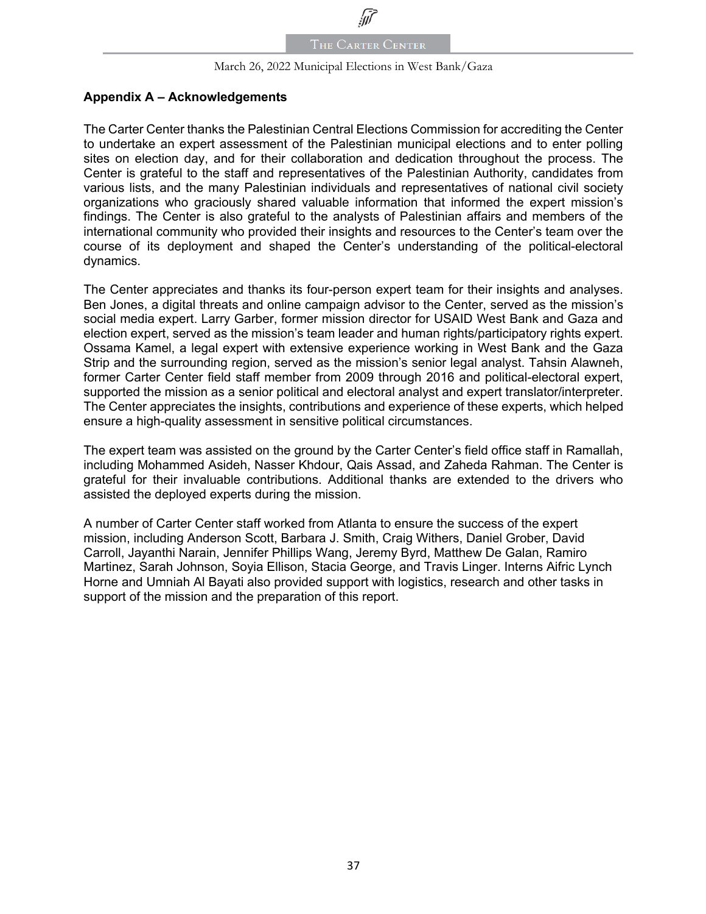## Appendix A – Acknowledgements

The Carter Center thanks the Palestinian Central Elections Commission for accrediting the Center to undertake an expert assessment of the Palestinian municipal elections and to enter polling sites on election day, and for their collaboration and dedication throughout the process. The Center is grateful to the staff and representatives of the Palestinian Authority, candidates from various lists, and the many Palestinian individuals and representatives of national civil society organizations who graciously shared valuable information that informed the expert mission's findings. The Center is also grateful to the analysts of Palestinian affairs and members of the international community who provided their insights and resources to the Center's team over the course of its deployment and shaped the Center's understanding of the political-electoral dynamics.

The Center appreciates and thanks its four-person expert team for their insights and analyses. Ben Jones, a digital threats and online campaign advisor to the Center, served as the mission's social media expert. Larry Garber, former mission director for USAID West Bank and Gaza and election expert, served as the mission's team leader and human rights/participatory rights expert. Ossama Kamel, a legal expert with extensive experience working in West Bank and the Gaza Strip and the surrounding region, served as the mission's senior legal analyst. Tahsin Alawneh, former Carter Center field staff member from 2009 through 2016 and political-electoral expert, supported the mission as a senior political and electoral analyst and expert translator/interpreter. The Center appreciates the insights, contributions and experience of these experts, which helped ensure a high-quality assessment in sensitive political circumstances.

The expert team was assisted on the ground by the Carter Center's field office staff in Ramallah, including Mohammed Asideh, Nasser Khdour, Qais Assad, and Zaheda Rahman. The Center is grateful for their invaluable contributions. Additional thanks are extended to the drivers who assisted the deployed experts during the mission.

A number of Carter Center staff worked from Atlanta to ensure the success of the expert mission, including Anderson Scott, Barbara J. Smith, Craig Withers, Daniel Grober, David Carroll, Jayanthi Narain, Jennifer Phillips Wang, Jeremy Byrd, Matthew De Galan, Ramiro Martinez, Sarah Johnson, Soyia Ellison, Stacia George, and Travis Linger. Interns Aifric Lynch Horne and Umniah Al Bayati also provided support with logistics, research and other tasks in support of the mission and the preparation of this report.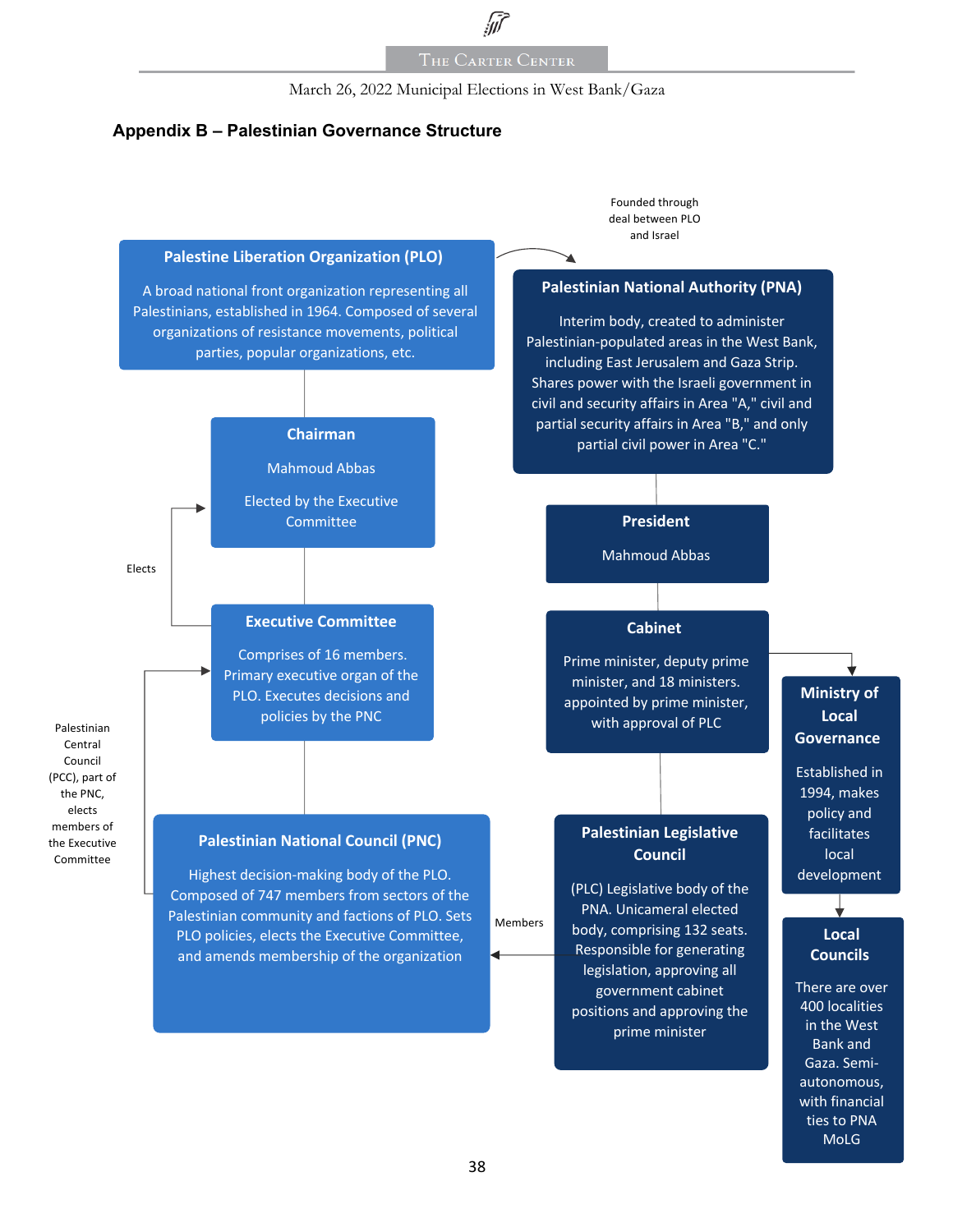## Appendix B – Palestinian Governance Structure

Founded through deal between PLO and Israel

**Palestine Liberation Organization (PLO)**

A broad national front organization representing all Palestinians, established in 1964. Composed of several organizations of resistance movements, political parties, popular organizations, etc.

**Chairman**

Mahmoud Abbas

Elected by the Executive Committee

Elects

**Executive Committee**

Comprises of 16 members. Primary executive organ of the PLO. Executes decisions and policies by the PNC

Palestinian Central Council (PCC), part of the PNC, elects members of the Executive Committee

**Palestinian National Council (PNC)**

Highest decision-making body of the PLO. Composed of 747 members from sectors of the Palestinian community and factions of PLO. Sets PLO policies, elects the Executive Committee, and amends membership of the organization

Members

**Palestinian National Authority (PNA)**

Interim body, created to administer Palestinian-populated areas in the West Bank, including East Jerusalem and Gaza Strip. Shares power with the Israeli government in civil and security affairs in Area "A," civil and partial security affairs in Area "B," and only partial civil power in Area "C."

**President**

Mahmoud Abbas

**Cabinet**

Prime minister, deputy prime minister, and 18 ministers. appointed by prime minister, with approval of PLC

**Palestinian Legislative Council**

(PLC) Legislative body of the PNA. Unicameral elected body, comprising 132 seats. Responsible for generating legislation, approving all government cabinet positions and approving the prime minister

**Ministry of Local Governance**

Established in 1994, makes policy and facilitates local development

**Local Councils**

There are over 400 localities in the West Bank and Gaza. Semi-autonomous, with financial ties to PNA MoLG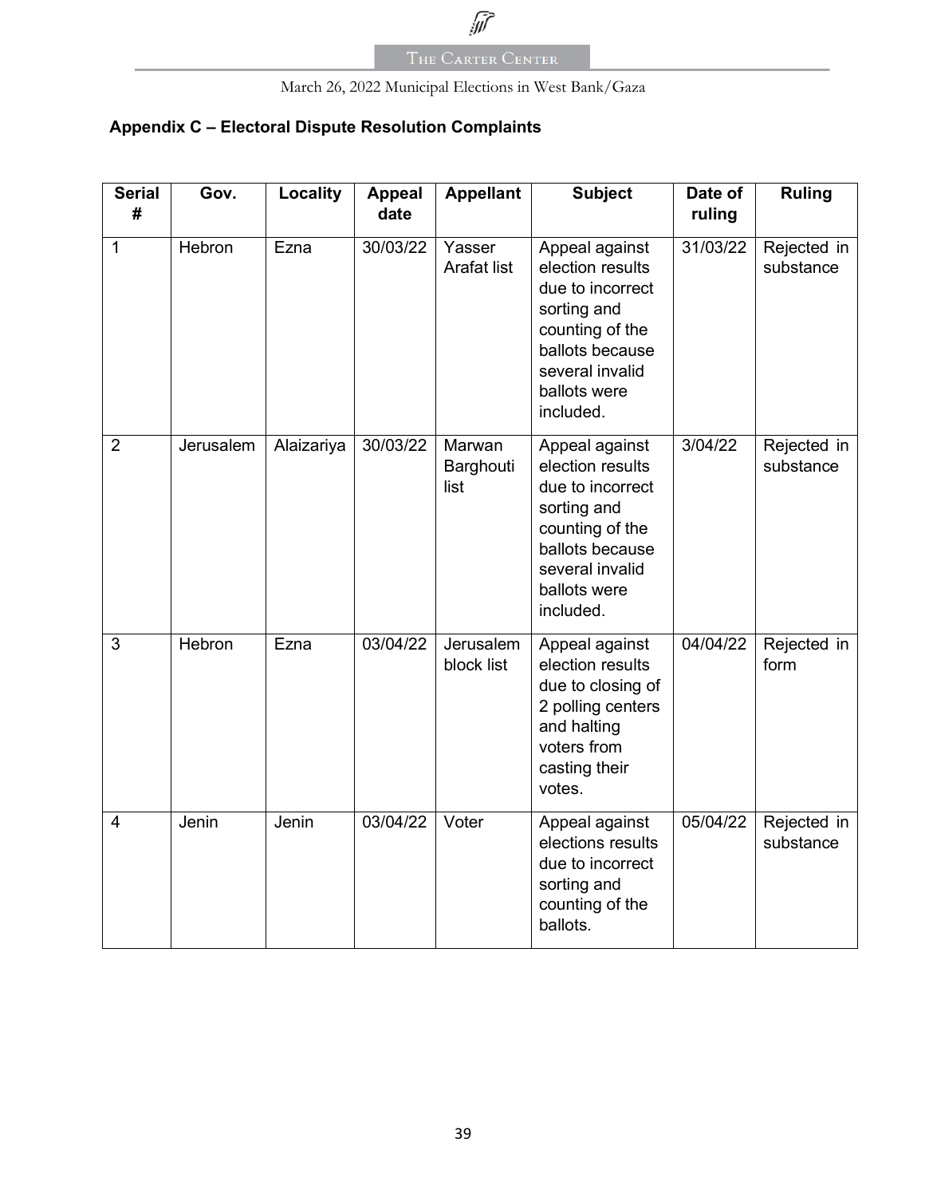## Appendix C – Electoral Dispute Resolution Complaints

| Serial # | Gov. | Locality | Appeal date | Appellant | Subject | Date of ruling | Ruling |
|---|---|---|---|---|---|---|---|
| 1 | Hebron | Ezna | 30/03/22 | Yasser Arafat list | Appeal against election results due to incorrect sorting and counting of the ballots because several invalid ballots were included. | 31/03/22 | Rejected in substance |
| 2 | Jerusalem | Alaizariya | 30/03/22 | Marwan Barghouti list | Appeal against election results due to incorrect sorting and counting of the ballots because several invalid ballots were included. | 3/04/22 | Rejected in substance |
| 3 | Hebron | Ezna | 03/04/22 | Jerusalem block list | Appeal against election results due to closing of 2 polling centers and halting voters from casting their votes. | 04/04/22 | Rejected in form |
| 4 | Jenin | Jenin | 03/04/22 | Voter | Appeal against elections results due to incorrect sorting and counting of the ballots. | 05/04/22 | Rejected in substance |